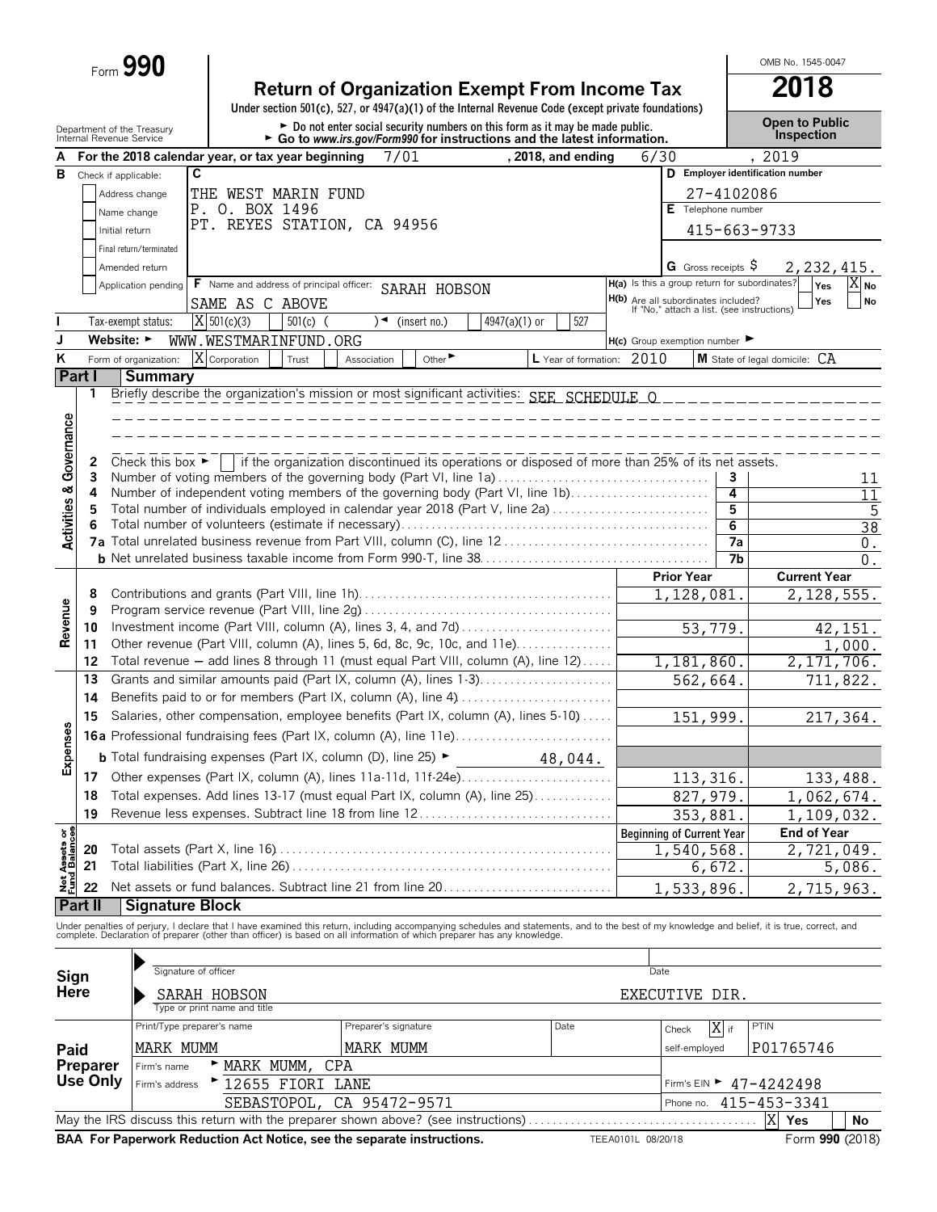Form **990**

# Return of Organization Exempt From Income Tax

**2018**

Under section 501(c), 527, or 4947(a)(1) of the Internal Revenue Code (except private foundations)

OMB No. 1545-0047

Department of the Treasury
Internal Revenue Service

► Do not enter social security numbers on this form as it may be made public.
► Go to *www.irs.gov/Form990* for instructions and the latest information.

**Open to Public Inspection**

**A** For the 2018 calendar year, or tax year beginning 7/01 , 2018, and ending 6/30 , 2019

**B** Check if applicable:
- Address change
- Name change
- Initial return
- Final return/terminated
- Amended return
- Application pending

**C** THE WEST MARIN FUND
P. O. BOX 1496
PT. REYES STATION, CA 94956

**D** Employer identification number: 27-4102086

**E** Telephone number: 415-663-9733

**G** Gross receipts $ 2,232,415.

**F** Name and address of principal officer: SARAH HOBSON
SAME AS C ABOVE

**H(a)** Is this a group return for subordinates? Yes [ ] No [X]

**H(b)** Are all subordinates included? Yes [ ] No [ ]
If "No," attach a list. (see instructions)

**I** Tax-exempt status: [X] 501(c)(3) [ ] 501(c) ( ) ◄ (insert no.) [ ] 4947(a)(1) or [ ] 527

**J** Website: ► WWW.WESTMARINFUND.ORG

**H(c)** Group exemption number ►

**K** Form of organization: [X] Corporation [ ] Trust [ ] Association [ ] Other ►

**L** Year of formation: 2010

**M** State of legal domicile: CA

## Part I Summary

**Activities & Governance**

1 Briefly describe the organization's mission or most significant activities: SEE SCHEDULE O

2 Check this box ► [ ] if the organization discontinued its operations or disposed of more than 25% of its net assets.

| | | | |
|---|---|---|---|
| 3 | Number of voting members of the governing body (Part VI, line 1a) | 3 | 11 |
| 4 | Number of independent voting members of the governing body (Part VI, line 1b) | 4 | 11 |
| 5 | Total number of individuals employed in calendar year 2018 (Part V, line 2a) | 5 | 5 |
| 6 | Total number of volunteers (estimate if necessary) | 6 | 38 |
| 7a | Total unrelated business revenue from Part VIII, column (C), line 12 | 7a | 0. |
| b | Net unrelated business taxable income from Form 990-T, line 38 | 7b | 0. |

| | | | Prior Year | Current Year |
|---|---|---|---|---|
| **Revenue** | 8 | Contributions and grants (Part VIII, line 1h) | 1,128,081. | 2,128,555. |
| | 9 | Program service revenue (Part VIII, line 2g) | | |
| | 10 | Investment income (Part VIII, column (A), lines 3, 4, and 7d) | 53,779. | 42,151. |
| | 11 | Other revenue (Part VIII, column (A), lines 5, 6d, 8c, 9c, 10c, and 11e) | | 1,000. |
| | 12 | Total revenue — add lines 8 through 11 (must equal Part VIII, column (A), line 12) | 1,181,860. | 2,171,706. |
| **Expenses** | 13 | Grants and similar amounts paid (Part IX, column (A), lines 1-3) | 562,664. | 711,822. |
| | 14 | Benefits paid to or for members (Part IX, column (A), line 4) | | |
| | 15 | Salaries, other compensation, employee benefits (Part IX, column (A), lines 5-10) | 151,999. | 217,364. |
| | 16a | Professional fundraising fees (Part IX, column (A), line 11e) | | |
| | b | Total fundraising expenses (Part IX, column (D), line 25) ► 48,044. | | |
| | 17 | Other expenses (Part IX, column (A), lines 11a-11d, 11f-24e) | 113,316. | 133,488. |
| | 18 | Total expenses. Add lines 13-17 (must equal Part IX, column (A), line 25) | 827,979. | 1,062,674. |
| | 19 | Revenue less expenses. Subtract line 18 from line 12 | 353,881. | 1,109,032. |
| | | | **Beginning of Current Year** | **End of Year** |
| **Net Assets or Fund Balances** | 20 | Total assets (Part X, line 16) | 1,540,568. | 2,721,049. |
| | 21 | Total liabilities (Part X, line 26) | 6,672. | 5,086. |
| | 22 | Net assets or fund balances. Subtract line 21 from line 20 | 1,533,896. | 2,715,963. |

## Part II Signature Block

Under penalties of perjury, I declare that I have examined this return, including accompanying schedules and statements, and to the best of my knowledge and belief, it is true, correct, and complete. Declaration of preparer (other than officer) is based on all information of which preparer has any knowledge.

**Sign Here**

Signature of officer — Date

SARAH HOBSON — EXECUTIVE DIR.
Type or print name and title

**Paid Preparer Use Only**

| Print/Type preparer's name | Preparer's signature | Date | Check [X] if self-employed | PTIN |
|---|---|---|---|---|
| MARK MUMM | MARK MUMM | | | P01765746 |

Firm's name ► MARK MUMM, CPA
Firm's address ► 12655 FIORI LANE, SEBASTOPOL, CA 95472-9571
Firm's EIN ► 47-4242498
Phone no. 415-453-3341

May the IRS discuss this return with the preparer shown above? (see instructions) [X] Yes [ ] No

**BAA For Paperwork Reduction Act Notice, see the separate instructions.** TEEA0101L 08/20/18 Form **990** (2018)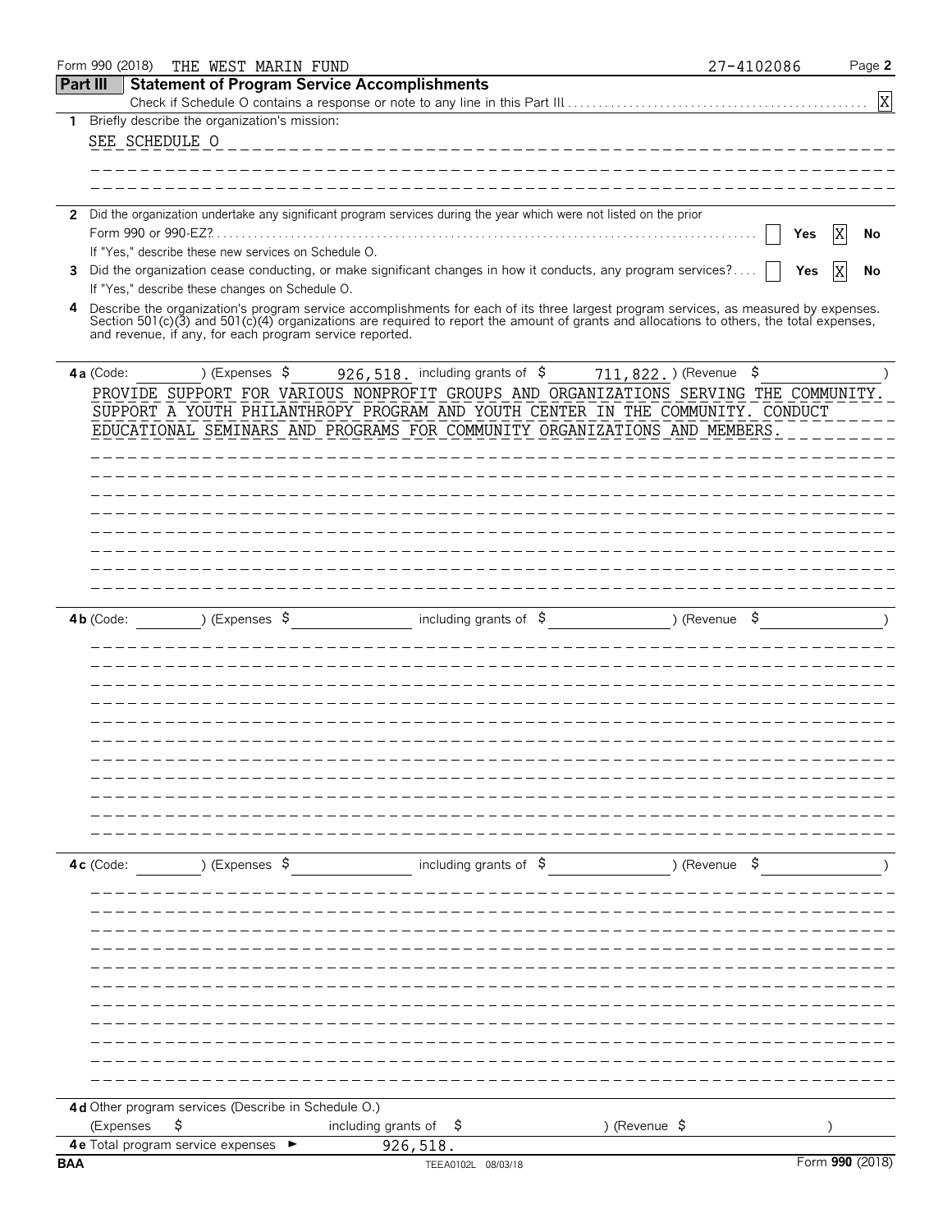Form 990 (2018) THE WEST MARIN FUND 27-4102086

## Part III Statement of Program Service Accomplishments

Check if Schedule O contains a response or note to any line in this Part III [X]

**1** Briefly describe the organization's mission:

SEE SCHEDULE O

**2** Did the organization undertake any significant program services during the year which were not listed on the prior Form 990 or 990-EZ? [ ] Yes [X] No

If "Yes," describe these new services on Schedule O.

**3** Did the organization cease conducting, or make significant changes in how it conducts, any program services? [ ] Yes [X] No

If "Yes," describe these changes on Schedule O.

**4** Describe the organization's program service accomplishments for each of its three largest program services, as measured by expenses. Section 501(c)(3) and 501(c)(4) organizations are required to report the amount of grants and allocations to others, the total expenses, and revenue, if any, for each program service reported.

**4a** (Code: ) (Expenses $ 926,518. including grants of $ 711,822.) (Revenue $ )

PROVIDE SUPPORT FOR VARIOUS NONPROFIT GROUPS AND ORGANIZATIONS SERVING THE COMMUNITY. SUPPORT A YOUTH PHILANTHROPY PROGRAM AND YOUTH CENTER IN THE COMMUNITY. CONDUCT EDUCATIONAL SEMINARS AND PROGRAMS FOR COMMUNITY ORGANIZATIONS AND MEMBERS.

**4b** (Code: ) (Expenses $ including grants of $ ) (Revenue $ )

**4c** (Code: ) (Expenses $ including grants of $ ) (Revenue $ )

**4d** Other program services (Describe in Schedule O.)

(Expenses $ including grants of $ ) (Revenue $ )

**4e** Total program service expenses ► 926,518.

BAA TEEA0102L 08/03/18 Form **990** (2018)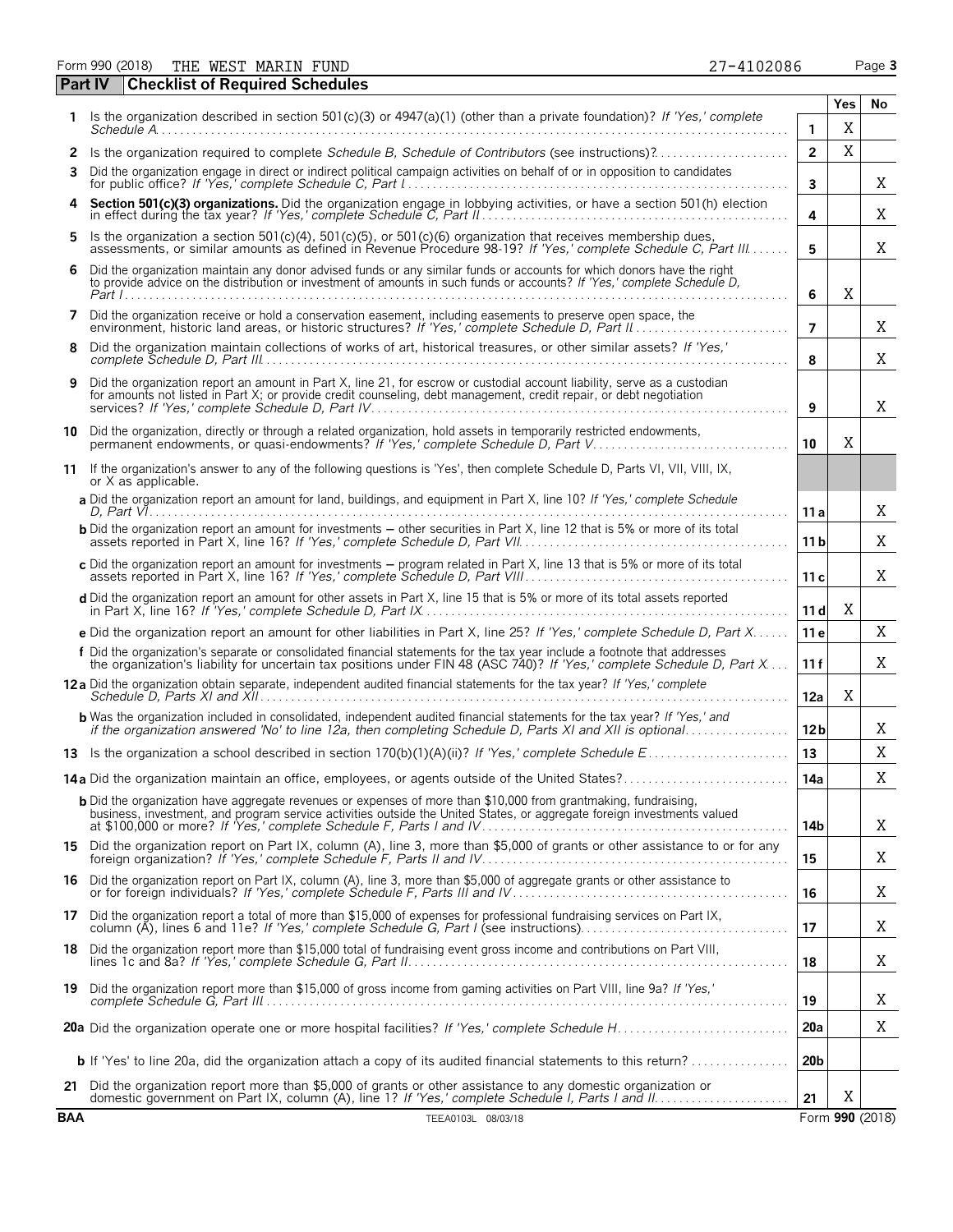Form 990 (2018) THE WEST MARIN FUND 27-4102086

## Part IV Checklist of Required Schedules

| | | | Yes | No |
|---|---|---|---|---|
| 1 | Is the organization described in section 501(c)(3) or 4947(a)(1) (other than a private foundation)? *If 'Yes,' complete Schedule A* | 1 | X | |
| 2 | Is the organization required to complete *Schedule B, Schedule of Contributors* (see instructions)? | 2 | X | |
| 3 | Did the organization engage in direct or indirect political campaign activities on behalf of or in opposition to candidates for public office? *If 'Yes,' complete Schedule C, Part I* | 3 | | X |
| 4 | **Section 501(c)(3) organizations.** Did the organization engage in lobbying activities, or have a section 501(h) election in effect during the tax year? *If 'Yes,' complete Schedule C, Part II* | 4 | | X |
| 5 | Is the organization a section 501(c)(4), 501(c)(5), or 501(c)(6) organization that receives membership dues, assessments, or similar amounts as defined in Revenue Procedure 98-19? *If 'Yes,' complete Schedule C, Part III* | 5 | | X |
| 6 | Did the organization maintain any donor advised funds or any similar funds or accounts for which donors have the right to provide advice on the distribution or investment of amounts in such funds or accounts? *If 'Yes,' complete Schedule D, Part I* | 6 | X | |
| 7 | Did the organization receive or hold a conservation easement, including easements to preserve open space, the environment, historic land areas, or historic structures? *If 'Yes,' complete Schedule D, Part II* | 7 | | X |
| 8 | Did the organization maintain collections of works of art, historical treasures, or other similar assets? *If 'Yes,' complete Schedule D, Part III* | 8 | | X |
| 9 | Did the organization report an amount in Part X, line 21, for escrow or custodial account liability, serve as a custodian for amounts not listed in Part X; or provide credit counseling, debt management, credit repair, or debt negotiation services? *If 'Yes,' complete Schedule D, Part IV* | 9 | | X |
| 10 | Did the organization, directly or through a related organization, hold assets in temporarily restricted endowments, permanent endowments, or quasi-endowments? *If 'Yes,' complete Schedule D, Part V* | 10 | X | |
| 11 | If the organization's answer to any of the following questions is 'Yes', then complete Schedule D, Parts VI, VII, VIII, IX, or X as applicable. | | | |
| | **a** Did the organization report an amount for land, buildings, and equipment in Part X, line 10? *If 'Yes,' complete Schedule D, Part VI* | 11 a | | X |
| | **b** Did the organization report an amount for investments – other securities in Part X, line 12 that is 5% or more of its total assets reported in Part X, line 16? *If 'Yes,' complete Schedule D, Part VII* | 11 b | | X |
| | **c** Did the organization report an amount for investments – program related in Part X, line 13 that is 5% or more of its total assets reported in Part X, line 16? *If 'Yes,' complete Schedule D, Part VIII* | 11 c | | X |
| | **d** Did the organization report an amount for other assets in Part X, line 15 that is 5% or more of its total assets reported in Part X, line 16? *If 'Yes,' complete Schedule D, Part IX* | 11 d | X | |
| | **e** Did the organization report an amount for other liabilities in Part X, line 25? *If 'Yes,' complete Schedule D, Part X* | 11 e | | X |
| | **f** Did the organization's separate or consolidated financial statements for the tax year include a footnote that addresses the organization's liability for uncertain tax positions under FIN 48 (ASC 740)? *If 'Yes,' complete Schedule D, Part X* | 11 f | | X |
| 12a | Did the organization obtain separate, independent audited financial statements for the tax year? *If 'Yes,' complete Schedule D, Parts XI and XII* | 12a | X | |
| | **b** Was the organization included in consolidated, independent audited financial statements for the tax year? *If 'Yes,' and if the organization answered 'No' to line 12a, then completing Schedule D, Parts XI and XII is optional* | 12b | | X |
| 13 | Is the organization a school described in section 170(b)(1)(A)(ii)? *If 'Yes,' complete Schedule E* | 13 | | X |
| 14a | Did the organization maintain an office, employees, or agents outside of the United States? | 14a | | X |
| | **b** Did the organization have aggregate revenues or expenses of more than $10,000 from grantmaking, fundraising, business, investment, and program service activities outside the United States, or aggregate foreign investments valued at $100,000 or more? *If 'Yes,' complete Schedule F, Parts I and IV* | 14b | | X |
| 15 | Did the organization report on Part IX, column (A), line 3, more than $5,000 of grants or other assistance to or for any foreign organization? *If 'Yes,' complete Schedule F, Parts II and IV* | 15 | | X |
| 16 | Did the organization report on Part IX, column (A), line 3, more than $5,000 of aggregate grants or other assistance to or for foreign individuals? *If 'Yes,' complete Schedule F, Parts III and IV* | 16 | | X |
| 17 | Did the organization report a total of more than $15,000 of expenses for professional fundraising services on Part IX, column (A), lines 6 and 11e? *If 'Yes,' complete Schedule G, Part I* (see instructions) | 17 | | X |
| 18 | Did the organization report more than $15,000 total of fundraising event gross income and contributions on Part VIII, lines 1c and 8a? *If 'Yes,' complete Schedule G, Part II* | 18 | | X |
| 19 | Did the organization report more than $15,000 of gross income from gaming activities on Part VIII, line 9a? *If 'Yes,' complete Schedule G, Part III* | 19 | | X |
| 20a | Did the organization operate one or more hospital facilities? *If 'Yes,' complete Schedule H* | 20a | | X |
| | **b** If 'Yes' to line 20a, did the organization attach a copy of its audited financial statements to this return? | 20b | | |
| 21 | Did the organization report more than $5,000 of grants or other assistance to any domestic organization or domestic government on Part IX, column (A), line 1? *If 'Yes,' complete Schedule I, Parts I and II* | 21 | X | |

BAA TEEA0103L 08/03/18 Form **990** (2018)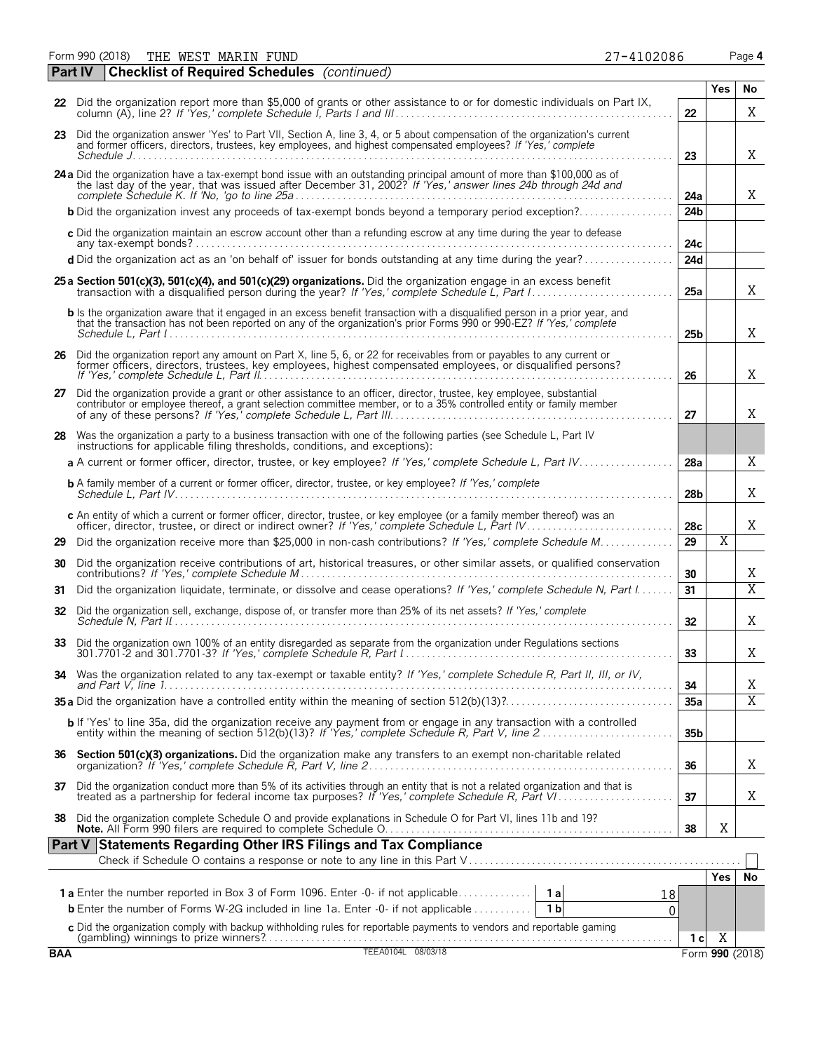Form 990 (2018) THE WEST MARIN FUND 27-4102086

## Part IV Checklist of Required Schedules *(continued)*

| | | | Yes | No |
|---|---|---|---|---|
| 22 | Did the organization report more than $5,000 of grants or other assistance to or for domestic individuals on Part IX, column (A), line 2? *If 'Yes,' complete Schedule I, Parts I and III* | 22 | | X |
| 23 | Did the organization answer 'Yes' to Part VII, Section A, line 3, 4, or 5 about compensation of the organization's current and former officers, directors, trustees, key employees, and highest compensated employees? *If 'Yes,' complete Schedule J* | 23 | | X |
| 24a | Did the organization have a tax-exempt bond issue with an outstanding principal amount of more than $100,000 as of the last day of the year, that was issued after December 31, 2002? *If 'Yes,' answer lines 24b through 24d and complete Schedule K. If 'No,' go to line 25a* | 24a | | X |
| b | Did the organization invest any proceeds of tax-exempt bonds beyond a temporary period exception? | 24b | | |
| c | Did the organization maintain an escrow account other than a refunding escrow at any time during the year to defease any tax-exempt bonds? | 24c | | |
| d | Did the organization act as an 'on behalf of' issuer for bonds outstanding at any time during the year? | 24d | | |
| 25a | **Section 501(c)(3), 501(c)(4), and 501(c)(29) organizations.** Did the organization engage in an excess benefit transaction with a disqualified person during the year? *If 'Yes,' complete Schedule L, Part I* | 25a | | X |
| b | Is the organization aware that it engaged in an excess benefit transaction with a disqualified person in a prior year, and that the transaction has not been reported on any of the organization's prior Forms 990 or 990-EZ? *If 'Yes,' complete Schedule L, Part I* | 25b | | X |
| 26 | Did the organization report any amount on Part X, line 5, 6, or 22 for receivables from or payables to any current or former officers, directors, trustees, key employees, highest compensated employees, or disqualified persons? *If 'Yes,' complete Schedule L, Part II* | 26 | | X |
| 27 | Did the organization provide a grant or other assistance to an officer, director, trustee, key employee, substantial contributor or employee thereof, a grant selection committee member, or to a 35% controlled entity or family member of any of these persons? *If 'Yes,' complete Schedule L, Part III* | 27 | | X |
| 28 | Was the organization a party to a business transaction with one of the following parties (see Schedule L, Part IV instructions for applicable filing thresholds, conditions, and exceptions): | | | |
| a | A current or former officer, director, trustee, or key employee? *If 'Yes,' complete Schedule L, Part IV* | 28a | | X |
| b | A family member of a current or former officer, director, trustee, or key employee? *If 'Yes,' complete Schedule L, Part IV* | 28b | | X |
| c | An entity of which a current or former officer, director, trustee, or key employee (or a family member thereof) was an officer, director, trustee, or direct or indirect owner? *If 'Yes,' complete Schedule L, Part IV* | 28c | | X |
| 29 | Did the organization receive more than $25,000 in non-cash contributions? *If 'Yes,' complete Schedule M* | 29 | X | |
| 30 | Did the organization receive contributions of art, historical treasures, or other similar assets, or qualified conservation contributions? *If 'Yes,' complete Schedule M* | 30 | | X |
| 31 | Did the organization liquidate, terminate, or dissolve and cease operations? *If 'Yes,' complete Schedule N, Part I* | 31 | | X |
| 32 | Did the organization sell, exchange, dispose of, or transfer more than 25% of its net assets? *If 'Yes,' complete Schedule N, Part II* | 32 | | X |
| 33 | Did the organization own 100% of an entity disregarded as separate from the organization under Regulations sections 301.7701-2 and 301.7701-3? *If 'Yes,' complete Schedule R, Part I* | 33 | | X |
| 34 | Was the organization related to any tax-exempt or taxable entity? *If 'Yes,' complete Schedule R, Part II, III, or IV, and Part V, line 1* | 34 | | X |
| 35a | Did the organization have a controlled entity within the meaning of section 512(b)(13)? | 35a | | X |
| b | If 'Yes' to line 35a, did the organization receive any payment from or engage in any transaction with a controlled entity within the meaning of section 512(b)(13)? *If 'Yes,' complete Schedule R, Part V, line 2* | 35b | | |
| 36 | **Section 501(c)(3) organizations.** Did the organization make any transfers to an exempt non-charitable related organization? *If 'Yes,' complete Schedule R, Part V, line 2* | 36 | | X |
| 37 | Did the organization conduct more than 5% of its activities through an entity that is not a related organization and that is treated as a partnership for federal income tax purposes? *If 'Yes,' complete Schedule R, Part VI* | 37 | | X |
| 38 | Did the organization complete Schedule O and provide explanations in Schedule O for Part VI, lines 11b and 19? **Note.** All Form 990 filers are required to complete Schedule O. | 38 | X | |

## Part V Statements Regarding Other IRS Filings and Tax Compliance

Check if Schedule O contains a response or note to any line in this Part V ☐

| | | | | | Yes | No |
|---|---|---|---|---|---|---|
| 1a | Enter the number reported in Box 3 of Form 1096. Enter -0- if not applicable | 1a | 18 | | | |
| b | Enter the number of Forms W-2G included in line 1a. Enter -0- if not applicable | 1b | 0 | | | |
| c | Did the organization comply with backup withholding rules for reportable payments to vendors and reportable gaming (gambling) winnings to prize winners? | | | 1c | X | |

BAA TEEA0104L 08/03/18 Form **990** (2018)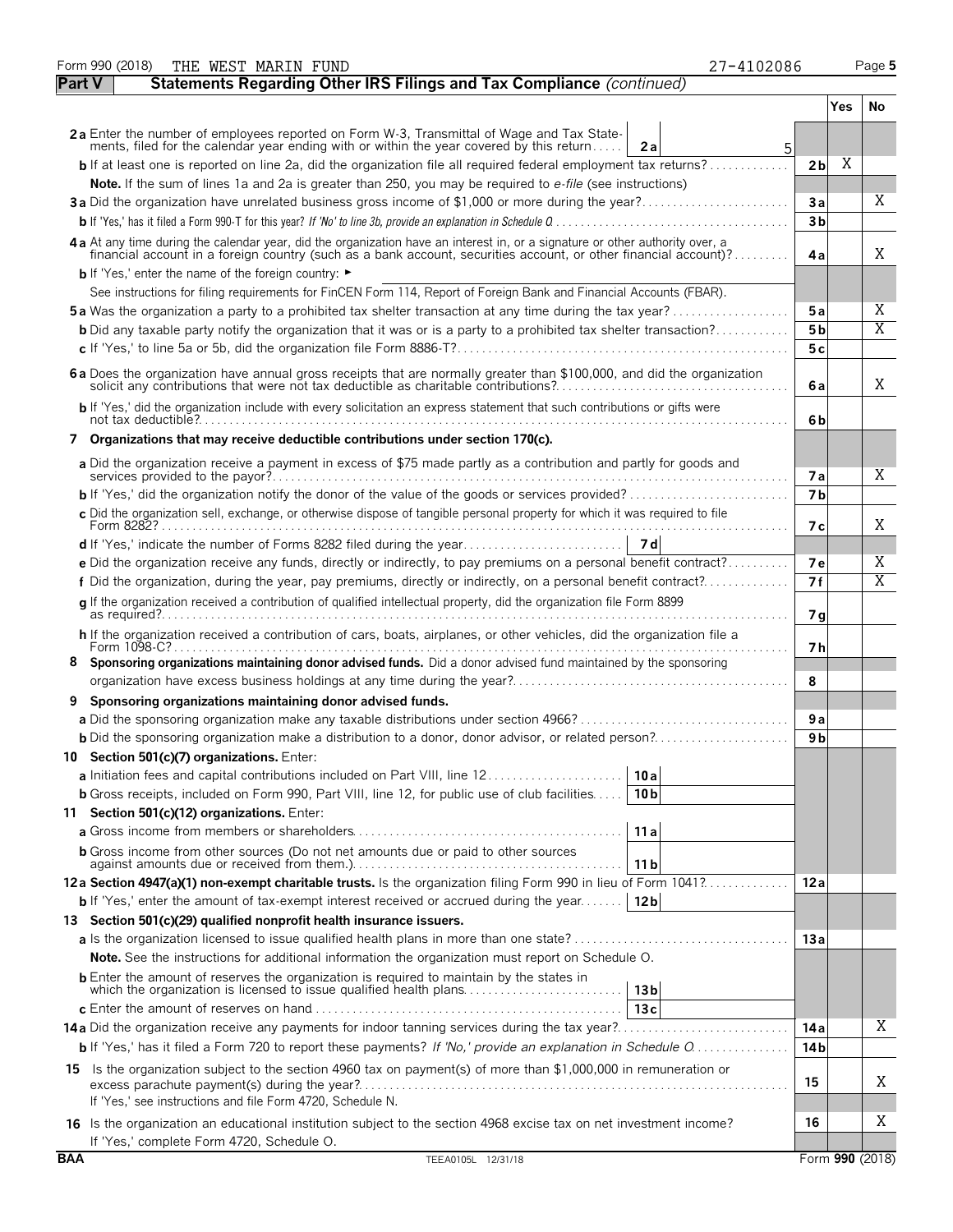Form 990 (2018) THE WEST MARIN FUND 27-4102086 Page **5**

## Part V Statements Regarding Other IRS Filings and Tax Compliance *(continued)*

| | | | Yes | No |
|---|---|---|---|---|
| **2a** Enter the number of employees reported on Form W-3, Transmittal of Wage and Tax Statements, filed for the calendar year ending with or within the year covered by this return | 2a | 5 | | |
| **b** If at least one is reported on line 2a, did the organization file all required federal employment tax returns? | | **2b** | X | |
| **Note.** If the sum of lines 1a and 2a is greater than 250, you may be required to *e-file* (see instructions) | | | | |
| **3a** Did the organization have unrelated business gross income of $1,000 or more during the year? | | **3a** | | X |
| **b** If 'Yes,' has it filed a Form 990-T for this year? *If 'No' to line 3b, provide an explanation in Schedule O* | | **3b** | | |
| **4a** At any time during the calendar year, did the organization have an interest in, or a signature or other authority over, a financial account in a foreign country (such as a bank account, securities account, or other financial account)? | | **4a** | | X |
| **b** If 'Yes,' enter the name of the foreign country: ► | | | | |
| See instructions for filing requirements for FinCEN Form 114, Report of Foreign Bank and Financial Accounts (FBAR). | | | | |
| **5a** Was the organization a party to a prohibited tax shelter transaction at any time during the tax year? | | **5a** | | X |
| **b** Did any taxable party notify the organization that it was or is a party to a prohibited tax shelter transaction? | | **5b** | | X |
| **c** If 'Yes,' to line 5a or 5b, did the organization file Form 8886-T? | | **5c** | | |
| **6a** Does the organization have annual gross receipts that are normally greater than $100,000, and did the organization solicit any contributions that were not tax deductible as charitable contributions? | | **6a** | | X |
| **b** If 'Yes,' did the organization include with every solicitation an express statement that such contributions or gifts were not tax deductible? | | **6b** | | |
| **7 Organizations that may receive deductible contributions under section 170(c).** | | | | |
| **a** Did the organization receive a payment in excess of $75 made partly as a contribution and partly for goods and services provided to the payor? | | **7a** | | X |
| **b** If 'Yes,' did the organization notify the donor of the value of the goods or services provided? | | **7b** | | |
| **c** Did the organization sell, exchange, or otherwise dispose of tangible personal property for which it was required to file Form 8282? | | **7c** | | X |
| **d** If 'Yes,' indicate the number of Forms 8282 filed during the year | 7d | | | |
| **e** Did the organization receive any funds, directly or indirectly, to pay premiums on a personal benefit contract? | | **7e** | | X |
| **f** Did the organization, during the year, pay premiums, directly or indirectly, on a personal benefit contract? | | **7f** | | X |
| **g** If the organization received a contribution of qualified intellectual property, did the organization file Form 8899 as required? | | **7g** | | |
| **h** If the organization received a contribution of cars, boats, airplanes, or other vehicles, did the organization file a Form 1098-C? | | **7h** | | |
| **8 Sponsoring organizations maintaining donor advised funds.** Did a donor advised fund maintained by the sponsoring organization have excess business holdings at any time during the year? | | **8** | | |
| **9 Sponsoring organizations maintaining donor advised funds.** | | | | |
| **a** Did the sponsoring organization make any taxable distributions under section 4966? | | **9a** | | |
| **b** Did the sponsoring organization make a distribution to a donor, donor advisor, or related person? | | **9b** | | |
| **10 Section 501(c)(7) organizations.** Enter: | | | | |
| **a** Initiation fees and capital contributions included on Part VIII, line 12 | 10a | | | |
| **b** Gross receipts, included on Form 990, Part VIII, line 12, for public use of club facilities | 10b | | | |
| **11 Section 501(c)(12) organizations.** Enter: | | | | |
| **a** Gross income from members or shareholders | 11a | | | |
| **b** Gross income from other sources (Do not net amounts due or paid to other sources against amounts due or received from them.) | 11b | | | |
| **12a Section 4947(a)(1) non-exempt charitable trusts.** Is the organization filing Form 990 in lieu of Form 1041? | | **12a** | | |
| **b** If 'Yes,' enter the amount of tax-exempt interest received or accrued during the year | 12b | | | |
| **13 Section 501(c)(29) qualified nonprofit health insurance issuers.** | | | | |
| **a** Is the organization licensed to issue qualified health plans in more than one state? | | **13a** | | |
| **Note.** See the instructions for additional information the organization must report on Schedule O. | | | | |
| **b** Enter the amount of reserves the organization is required to maintain by the states in which the organization is licensed to issue qualified health plans | 13b | | | |
| **c** Enter the amount of reserves on hand | 13c | | | |
| **14a** Did the organization receive any payments for indoor tanning services during the tax year? | | **14a** | | X |
| **b** If 'Yes,' has it filed a Form 720 to report these payments? *If 'No,' provide an explanation in Schedule O* | | **14b** | | |
| **15** Is the organization subject to the section 4960 tax on payment(s) of more than $1,000,000 in remuneration or excess parachute payment(s) during the year? If 'Yes,' see instructions and file Form 4720, Schedule N. | | **15** | | X |
| **16** Is the organization an educational institution subject to the section 4968 excise tax on net investment income? If 'Yes,' complete Form 4720, Schedule O. | | **16** | | X |

BAA TEEA0105L 12/31/18 Form **990** (2018)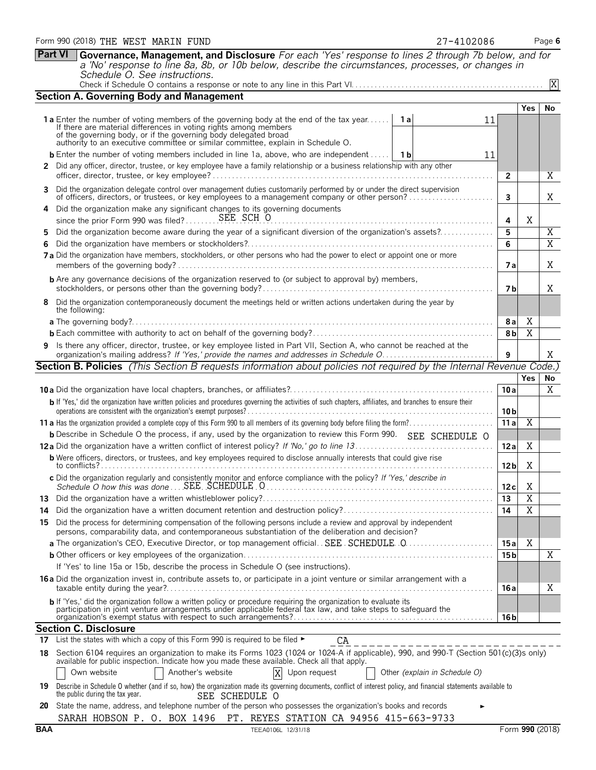Form 990 (2018) THE WEST MARIN FUND 27-4102086 Page 6

**Part VI** **Governance, Management, and Disclosure** *For each 'Yes' response to lines 2 through 7b below, and for a 'No' response to line 8a, 8b, or 10b below, describe the circumstances, processes, or changes in Schedule O. See instructions.*

Check if Schedule O contains a response or note to any line in this Part VI. [X]

## Section A. Governing Body and Management

| | | | Yes | No |
|---|---|---|---|---|
| **1a** Enter the number of voting members of the governing body at the end of the tax year. If there are material differences in voting rights among members of the governing body, or if the governing body delegated broad authority to an executive committee or similar committee, explain in Schedule O. | 1a | 11 | | |
| **b** Enter the number of voting members included in line 1a, above, who are independent | 1b | 11 | | |
| **2** Did any officer, director, trustee, or key employee have a family relationship or a business relationship with any other officer, director, trustee, or key employee? | 2 | | | X |
| **3** Did the organization delegate control over management duties customarily performed by or under the direct supervision of officers, directors, or trustees, or key employees to a management company or other person? | 3 | | | X |
| **4** Did the organization make any significant changes to its governing documents since the prior Form 990 was filed? SEE SCH O | 4 | | X | |
| **5** Did the organization become aware during the year of a significant diversion of the organization's assets? | 5 | | | X |
| **6** Did the organization have members or stockholders? | 6 | | | X |
| **7a** Did the organization have members, stockholders, or other persons who had the power to elect or appoint one or more members of the governing body? | 7a | | | X |
| **b** Are any governance decisions of the organization reserved to (or subject to approval by) members, stockholders, or persons other than the governing body? | 7b | | | X |
| **8** Did the organization contemporaneously document the meetings held or written actions undertaken during the year by the following: | | | | |
| **a** The governing body? | 8a | | X | |
| **b** Each committee with authority to act on behalf of the governing body? | 8b | | X | |
| **9** Is there any officer, director, trustee, or key employee listed in Part VII, Section A, who cannot be reached at the organization's mailing address? *If 'Yes,' provide the names and addresses in Schedule O* | 9 | | | X |

## Section B. Policies *(This Section B requests information about policies not required by the Internal Revenue Code.)*

| | | Yes | No |
|---|---|---|---|
| **10a** Did the organization have local chapters, branches, or affiliates? | 10a | | X |
| **b** If 'Yes,' did the organization have written policies and procedures governing the activities of such chapters, affiliates, and branches to ensure their operations are consistent with the organization's exempt purposes? | 10b | | |
| **11a** Has the organization provided a complete copy of this Form 990 to all members of its governing body before filing the form? | 11a | X | |
| **b** Describe in Schedule O the process, if any, used by the organization to review this Form 990. SEE SCHEDULE O | | | |
| **12a** Did the organization have a written conflict of interest policy? *If 'No,' go to line 13* | 12a | X | |
| **b** Were officers, directors, or trustees, and key employees required to disclose annually interests that could give rise to conflicts? | 12b | X | |
| **c** Did the organization regularly and consistently monitor and enforce compliance with the policy? *If 'Yes,' describe in Schedule O how this was done* SEE SCHEDULE O | 12c | X | |
| **13** Did the organization have a written whistleblower policy? | 13 | X | |
| **14** Did the organization have a written document retention and destruction policy? | 14 | X | |
| **15** Did the process for determining compensation of the following persons include a review and approval by independent persons, comparability data, and contemporaneous substantiation of the deliberation and decision? | | | |
| **a** The organization's CEO, Executive Director, or top management official SEE SCHEDULE O | 15a | X | |
| **b** Other officers or key employees of the organization | 15b | | X |
| If 'Yes' to line 15a or 15b, describe the process in Schedule O (see instructions). | | | |
| **16a** Did the organization invest in, contribute assets to, or participate in a joint venture or similar arrangement with a taxable entity during the year? | 16a | | X |
| **b** If 'Yes,' did the organization follow a written policy or procedure requiring the organization to evaluate its participation in joint venture arrangements under applicable federal tax law, and take steps to safeguard the organization's exempt status with respect to such arrangements? | 16b | | |

## Section C. Disclosure

**17** List the states with which a copy of this Form 990 is required to be filed ► CA

**18** Section 6104 requires an organization to make its Forms 1023 (1024 or 1024-A if applicable), 990, and 990-T (Section 501(c)(3)s only) available for public inspection. Indicate how you made these available. Check all that apply.

[ ] Own website [ ] Another's website [X] Upon request [ ] Other *(explain in Schedule O)*

**19** Describe in Schedule O whether (and if so, how) the organization made its governing documents, conflict of interest policy, and financial statements available to the public during the tax year. SEE SCHEDULE O

**20** State the name, address, and telephone number of the person who possesses the organization's books and records ►

SARAH HOBSON P. O. BOX 1496 PT. REYES STATION CA 94956 415-663-9733

BAA TEEA0106L 12/31/18 Form **990** (2018)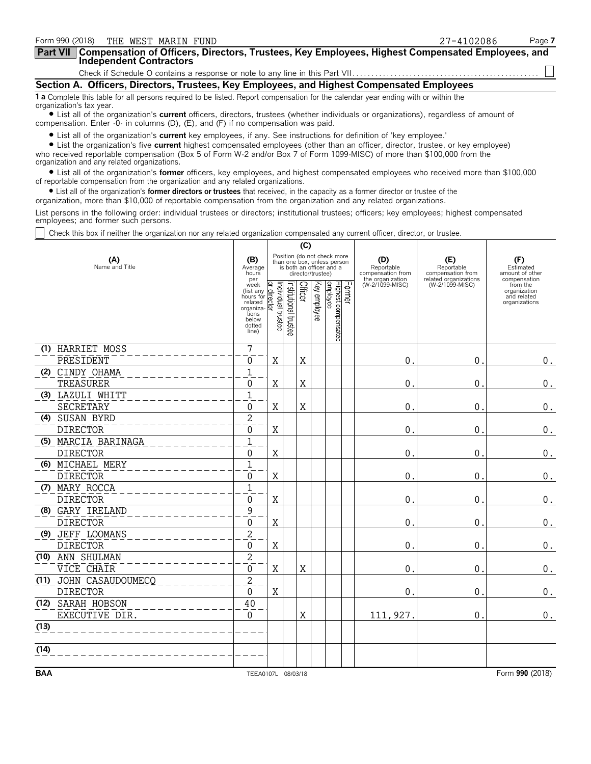Form 990 (2018) THE WEST MARIN FUND 27-4102086

**Part VII** **Compensation of Officers, Directors, Trustees, Key Employees, Highest Compensated Employees, and Independent Contractors**

Check if Schedule O contains a response or note to any line in this Part VII . . . . . . . . . . . . . . . . . . . . . . . . . . . . . . . . . . . . . . . . . . . . . . . . ☐

## Section A. Officers, Directors, Trustees, Key Employees, and Highest Compensated Employees

**1 a** Complete this table for all persons required to be listed. Report compensation for the calendar year ending with or within the organization's tax year.

• List all of the organization's **current** officers, directors, trustees (whether individuals or organizations), regardless of amount of compensation. Enter -0- in columns (D), (E), and (F) if no compensation was paid.

• List all of the organization's **current** key employees, if any. See instructions for definition of 'key employee.'

• List the organization's five **current** highest compensated employees (other than an officer, director, trustee, or key employee) who received reportable compensation (Box 5 of Form W-2 and/or Box 7 of Form 1099-MISC) of more than $100,000 from the organization and any related organizations.

• List all of the organization's **former** officers, key employees, and highest compensated employees who received more than $100,000 of reportable compensation from the organization and any related organizations.

• List all of the organization's **former directors or trustees** that received, in the capacity as a former director or trustee of the organization, more than $10,000 of reportable compensation from the organization and any related organizations.

List persons in the following order: individual trustees or directors; institutional trustees; officers; key employees; highest compensated employees; and former such persons.

☐ Check this box if neither the organization nor any related organization compensated any current officer, director, or trustee.

| (A) Name and Title | (B) Average hours per week (list any hours for related organizations below dotted line) | (C) Position (do not check more than one box, unless person is both an officer and a director/trustee) | | | | | | (D) Reportable compensation from the organization (W-2/1099-MISC) | (E) Reportable compensation from related organizations (W-2/1099-MISC) | (F) Estimated amount of other compensation from the organization and related organizations |
|---|---|---|---|---|---|---|---|---|---|---|
| | | Individual trustee or director | Institutional trustee | Officer | Key employee | Highest compensated employee | Former | | | |
| (1) HARRIET MOSS<br>PRESIDENT | 7<br>0 | X | | X | | | | 0. | 0. | 0. |
| (2) CINDY OHAMA<br>TREASURER | 1<br>0 | X | | X | | | | 0. | 0. | 0. |
| (3) LAZULI WHITT<br>SECRETARY | 1<br>0 | X | | X | | | | 0. | 0. | 0. |
| (4) SUSAN BYRD<br>DIRECTOR | 2<br>0 | X | | | | | | 0. | 0. | 0. |
| (5) MARCIA BARINAGA<br>DIRECTOR | 1<br>0 | X | | | | | | 0. | 0. | 0. |
| (6) MICHAEL MERY<br>DIRECTOR | 1<br>0 | X | | | | | | 0. | 0. | 0. |
| (7) MARY ROCCA<br>DIRECTOR | 1<br>0 | X | | | | | | 0. | 0. | 0. |
| (8) GARY IRELAND<br>DIRECTOR | 9<br>0 | X | | | | | | 0. | 0. | 0. |
| (9) JEFF LOOMANS<br>DIRECTOR | 2<br>0 | X | | | | | | 0. | 0. | 0. |
| (10) ANN SHULMAN<br>VICE CHAIR | 2<br>0 | X | | X | | | | 0. | 0. | 0. |
| (11) JOHN CASAUDOUMECQ<br>DIRECTOR | 2<br>0 | X | | | | | | 0. | 0. | 0. |
| (12) SARAH HOBSON<br>EXECUTIVE DIR. | 40<br>0 | | | X | | | | 111,927. | 0. | 0. |
| (13) | | | | | | | | | | |
| (14) | | | | | | | | | | |

BAA TEEA0107L 08/03/18 Form **990** (2018)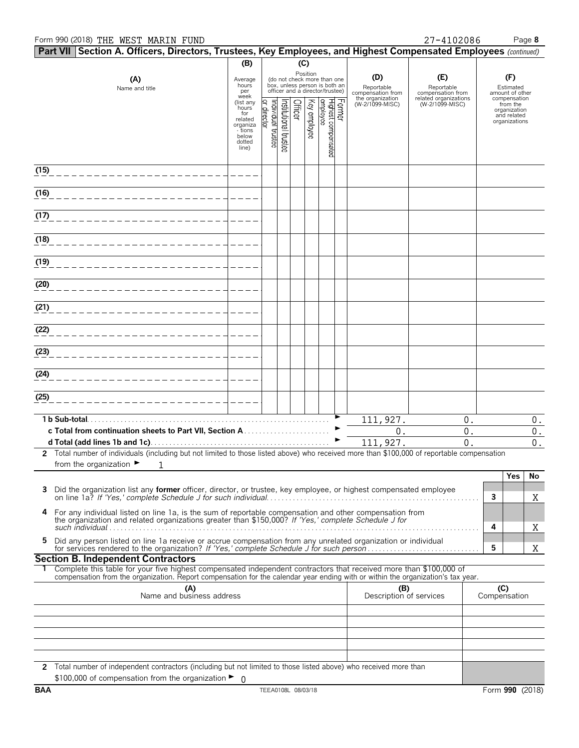Form 990 (2018) THE WEST MARIN FUND 27-4102086 Page **8**

**Part VII Section A. Officers, Directors, Trustees, Key Employees, and Highest Compensated Employees** *(continued)*

| (A) Name and title | (B) Average hours per week (list any hours for related organizations below dotted line) | (C) Position: Individual trustee or director | Institutional trustee | Officer | Key employee | Highest compensated employee | Former | (D) Reportable compensation from the organization (W-2/1099-MISC) | (E) Reportable compensation from related organizations (W-2/1099-MISC) | (F) Estimated amount of other compensation from the organization and related organizations |
|---|---|---|---|---|---|---|---|---|---|---|
| (15) | | | | | | | | | | |
| (16) | | | | | | | | | | |
| (17) | | | | | | | | | | |
| (18) | | | | | | | | | | |
| (19) | | | | | | | | | | |
| (20) | | | | | | | | | | |
| (21) | | | | | | | | | | |
| (22) | | | | | | | | | | |
| (23) | | | | | | | | | | |
| (24) | | | | | | | | | | |
| (25) | | | | | | | | | | |
| **1 b Sub-total** | | | | | | | | 111,927. | 0. | 0. |
| **c Total from continuation sheets to Part VII, Section A** | | | | | | | | 0. | 0. | 0. |
| **d Total (add lines 1b and 1c)** | | | | | | | | 111,927. | 0. | 0. |

**2** Total number of individuals (including but not limited to those listed above) who received more than $100,000 of reportable compensation from the organization ► 1

| | | Yes | No |
|---|---|---|---|
| **3** Did the organization list any **former** officer, director, or trustee, key employee, or highest compensated employee on line 1a? *If 'Yes,' complete Schedule J for such individual* | 3 | | X |
| **4** For any individual listed on line 1a, is the sum of reportable compensation and other compensation from the organization and related organizations greater than $150,000? *If 'Yes,' complete Schedule J for such individual* | 4 | | X |
| **5** Did any person listed on line 1a receive or accrue compensation from any unrelated organization or individual for services rendered to the organization? *If 'Yes,' complete Schedule J for such person* | 5 | | X |

**Section B. Independent Contractors**

**1** Complete this table for your five highest compensated independent contractors that received more than $100,000 of compensation from the organization. Report compensation for the calendar year ending with or within the organization's tax year.

| (A) Name and business address | (B) Description of services | (C) Compensation |
|---|---|---|
| | | |
| | | |
| | | |
| | | |
| | | |

**2** Total number of independent contractors (including but not limited to those listed above) who received more than $100,000 of compensation from the organization ► 0

BAA TEEA0108L 08/03/18 Form **990** (2018)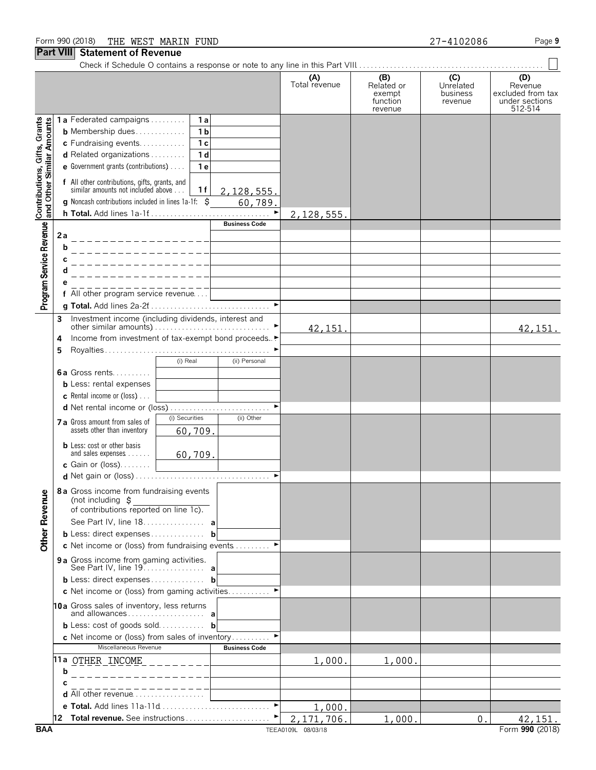Form 990 (2018) THE WEST MARIN FUND 27-4102086

## Part VIII Statement of Revenue

Check if Schedule O contains a response or note to any line in this Part VIII . . . . . ☐

| | | | (A) Total revenue | (B) Related or exempt function revenue | (C) Unrelated business revenue | (D) Revenue excluded from tax under sections 512-514 |
|---|---|---|---|---|---|---|
| **Contributions, Gifts, Grants and Other Similar Amounts** | 1a Federated campaigns . . . 1a | | | | | |
| | b Membership dues . . . 1b | | | | | |
| | c Fundraising events . . . 1c | | | | | |
| | d Related organizations . . . 1d | | | | | |
| | e Government grants (contributions) . . . 1e | | | | | |
| | f All other contributions, gifts, grants, and similar amounts not included above . . . 1f | 2,128,555. | | | | |
| | g Noncash contributions included in lines 1a-1f: $ | 60,789. | | | | |
| | h Total. Add lines 1a-1f . . . ► | | 2,128,555. | | | |
| **Program Service Revenue** | | Business Code | | | | |
| | 2a | | | | | |
| | b | | | | | |
| | c | | | | | |
| | d | | | | | |
| | e | | | | | |
| | f All other program service revenue . . . | | | | | |
| | g Total. Add lines 2a-2f . . . ► | | | | | |
| **Other Revenue** | 3 Investment income (including dividends, interest and other similar amounts) . . . ► | | 42,151. | | | 42,151. |
| | 4 Income from investment of tax-exempt bond proceeds . . . ► | | | | | |
| | 5 Royalties . . . ► | | | | | |
| | | (i) Real / (ii) Personal | | | | |
| | 6a Gross rents . . . | | | | | |
| | b Less: rental expenses | | | | | |
| | c Rental income or (loss) . . . | | | | | |
| | d Net rental income or (loss) . . . ► | | | | | |
| | | (i) Securities / (ii) Other | | | | |
| | 7a Gross amount from sales of assets other than inventory | 60,709. / | | | | |
| | b Less: cost or other basis and sales expenses . . . | 60,709. / | | | | |
| | c Gain or (loss) . . . | | | | | |
| | d Net gain or (loss) . . . ► | | | | | |
| | 8a Gross income from fundraising events (not including $ ____ of contributions reported on line 1c). See Part IV, line 18 . . . a | | | | | |
| | b Less: direct expenses . . . b | | | | | |
| | c Net income or (loss) from fundraising events . . . ► | | | | | |
| | 9a Gross income from gaming activities. See Part IV, line 19 . . . a | | | | | |
| | b Less: direct expenses . . . b | | | | | |
| | c Net income or (loss) from gaming activities . . . ► | | | | | |
| | 10a Gross sales of inventory, less returns and allowances . . . a | | | | | |
| | b Less: cost of goods sold . . . b | | | | | |
| | c Net income or (loss) from sales of inventory . . . ► | | | | | |
| | Miscellaneous Revenue | Business Code | | | | |
| | 11a OTHER INCOME | | 1,000. | 1,000. | | |
| | b | | | | | |
| | c | | | | | |
| | d All other revenue . . . | | | | | |
| | e Total. Add lines 11a-11d . . . ► | | 1,000. | | | |
| | 12 Total revenue. See instructions . . . ► | | 2,171,706. | 1,000. | 0. | 42,151. |

BAA TEEA0109L 08/03/18 Form **990** (2018)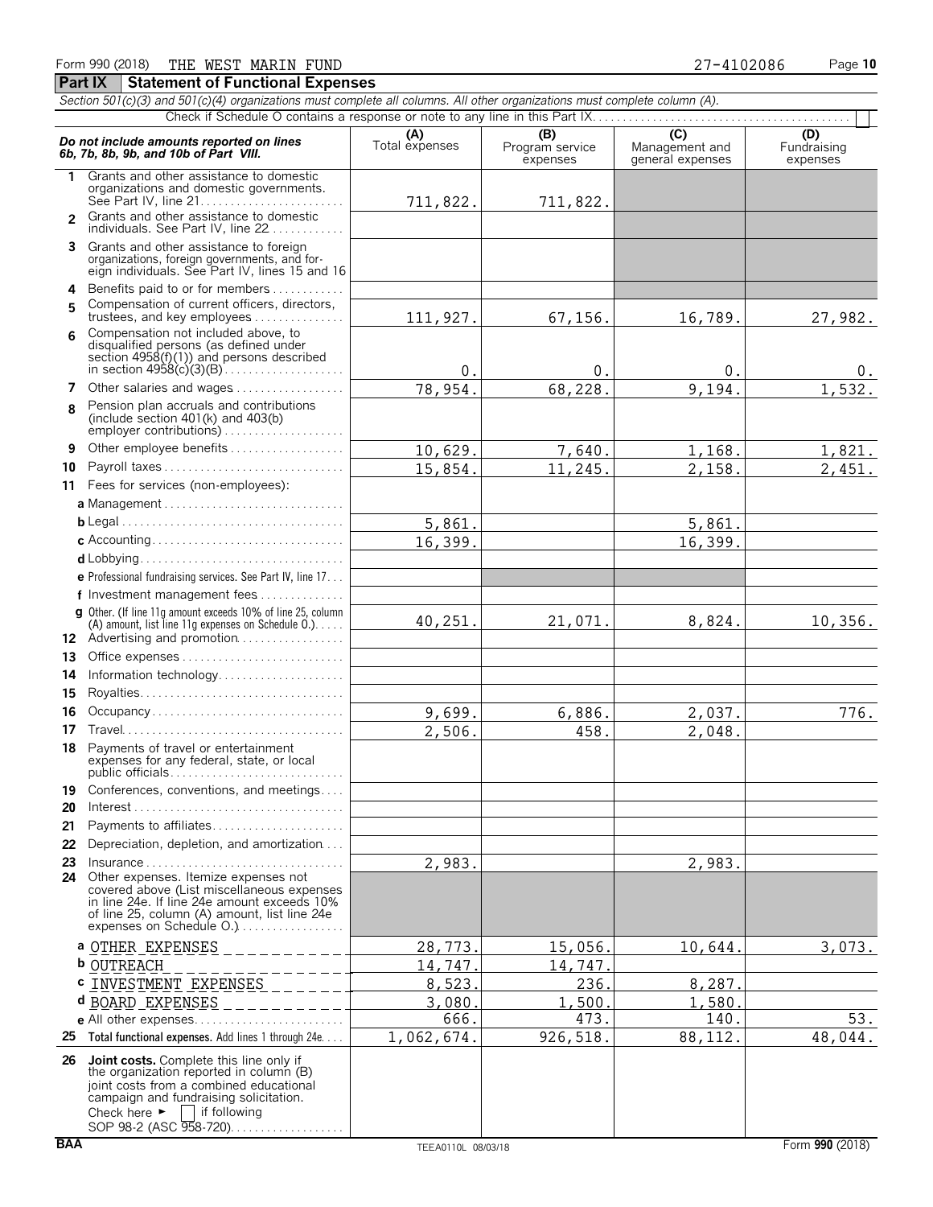Form 990 (2018) THE WEST MARIN FUND 27-4102086 Page 10

## Part IX Statement of Functional Expenses

*Section 501(c)(3) and 501(c)(4) organizations must complete all columns. All other organizations must complete column (A).*

Check if Schedule O contains a response or note to any line in this Part IX . . . . . . . . ☐

| *Do not include amounts reported on lines 6b, 7b, 8b, 9b, and 10b of Part VIII.* | (A) Total expenses | (B) Program service expenses | (C) Management and general expenses | (D) Fundraising expenses |
|---|---|---|---|---|
| 1 Grants and other assistance to domestic organizations and domestic governments. See Part IV, line 21 | 711,822. | 711,822. | | |
| 2 Grants and other assistance to domestic individuals. See Part IV, line 22 | | | | |
| 3 Grants and other assistance to foreign organizations, foreign governments, and foreign individuals. See Part IV, lines 15 and 16 | | | | |
| 4 Benefits paid to or for members | | | | |
| 5 Compensation of current officers, directors, trustees, and key employees | 111,927. | 67,156. | 16,789. | 27,982. |
| 6 Compensation not included above, to disqualified persons (as defined under section 4958(f)(1)) and persons described in section 4958(c)(3)(B) | 0. | 0. | 0. | 0. |
| 7 Other salaries and wages | 78,954. | 68,228. | 9,194. | 1,532. |
| 8 Pension plan accruals and contributions (include section 401(k) and 403(b) employer contributions) | | | | |
| 9 Other employee benefits | 10,629. | 7,640. | 1,168. | 1,821. |
| 10 Payroll taxes | 15,854. | 11,245. | 2,158. | 2,451. |
| 11 Fees for services (non-employees): | | | | |
| a Management | | | | |
| b Legal | 5,861. | | 5,861. | |
| c Accounting | 16,399. | | 16,399. | |
| d Lobbying | | | | |
| e Professional fundraising services. See Part IV, line 17 | | | | |
| f Investment management fees | | | | |
| g Other. (If line 11g amount exceeds 10% of line 25, column (A) amount, list line 11g expenses on Schedule O.) | 40,251. | 21,071. | 8,824. | 10,356. |
| 12 Advertising and promotion | | | | |
| 13 Office expenses | | | | |
| 14 Information technology | | | | |
| 15 Royalties | | | | |
| 16 Occupancy | 9,699. | 6,886. | 2,037. | 776. |
| 17 Travel | 2,506. | 458. | 2,048. | |
| 18 Payments of travel or entertainment expenses for any federal, state, or local public officials | | | | |
| 19 Conferences, conventions, and meetings | | | | |
| 20 Interest | | | | |
| 21 Payments to affiliates | | | | |
| 22 Depreciation, depletion, and amortization | | | | |
| 23 Insurance | 2,983. | | 2,983. | |
| 24 Other expenses. Itemize expenses not covered above (List miscellaneous expenses in line 24e. If line 24e amount exceeds 10% of line 25, column (A) amount, list line 24e expenses on Schedule O.) | | | | |
| a OTHER EXPENSES | 28,773. | 15,056. | 10,644. | 3,073. |
| b OUTREACH | 14,747. | 14,747. | | |
| c INVESTMENT EXPENSES | 8,523. | 236. | 8,287. | |
| d BOARD EXPENSES | 3,080. | 1,500. | 1,580. | |
| e All other expenses | 666. | 473. | 140. | 53. |
| 25 Total functional expenses. Add lines 1 through 24e | 1,062,674. | 926,518. | 88,112. | 48,044. |
| 26 Joint costs. Complete this line only if the organization reported in column (B) joint costs from a combined educational campaign and fundraising solicitation. Check here ► ☐ if following SOP 98-2 (ASC 958-720) | | | | |

BAA TEEA0110L 08/03/18 Form 990 (2018)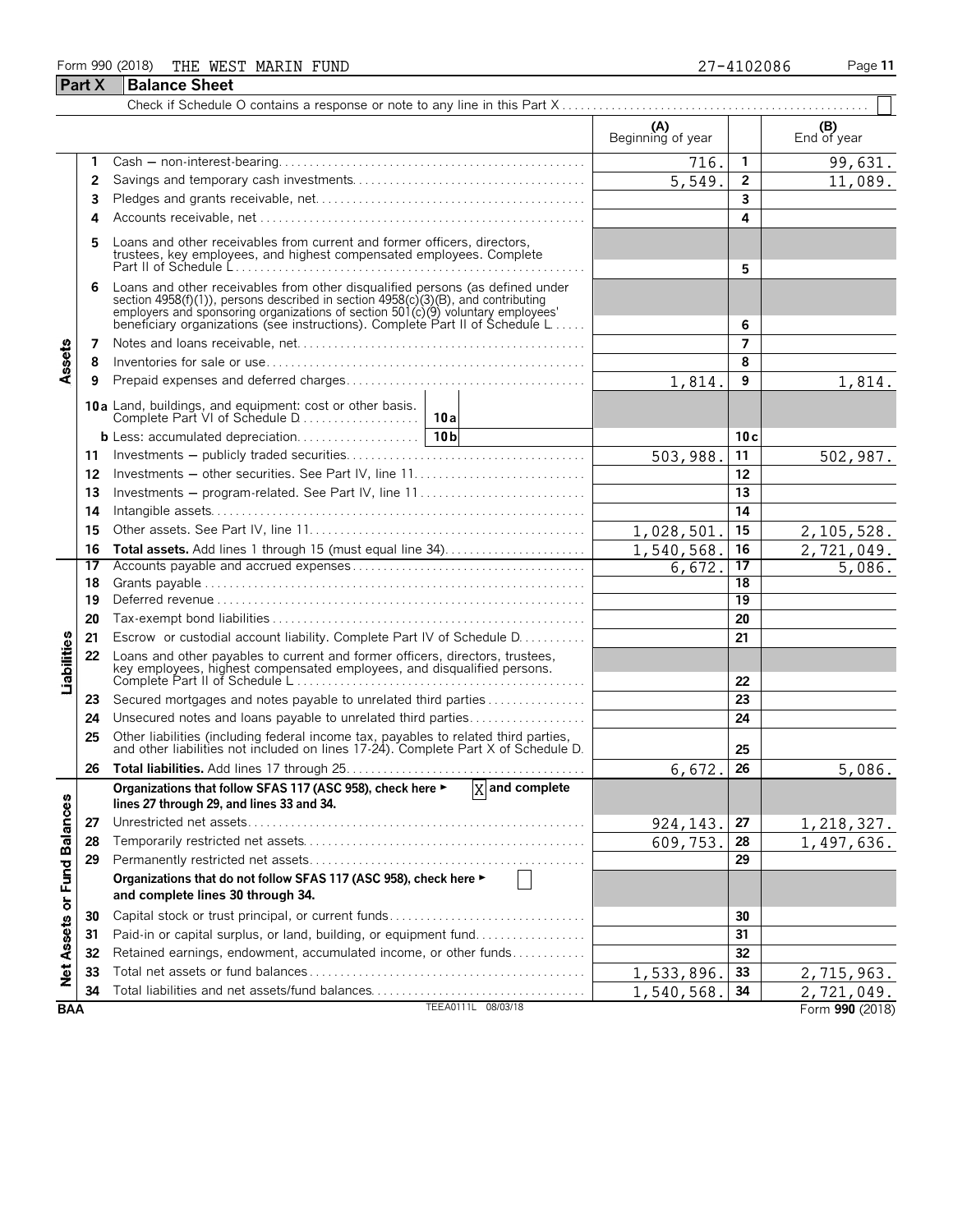Form 990 (2018) THE WEST MARIN FUND 27-4102086

## Part X Balance Sheet

Check if Schedule O contains a response or note to any line in this Part X ☐

| Section | Line | Description | (A) Beginning of year | | (B) End of year |
|---|---|---|---|---|---|
| Assets | 1 | Cash — non-interest-bearing | 716. | 1 | 99,631. |
| | 2 | Savings and temporary cash investments | 5,549. | 2 | 11,089. |
| | 3 | Pledges and grants receivable, net | | 3 | |
| | 4 | Accounts receivable, net | | 4 | |
| | 5 | Loans and other receivables from current and former officers, directors, trustees, key employees, and highest compensated employees. Complete Part II of Schedule L | | 5 | |
| | 6 | Loans and other receivables from other disqualified persons (as defined under section 4958(f)(1)), persons described in section 4958(c)(3)(B), and contributing employers and sponsoring organizations of section 501(c)(9) voluntary employees' beneficiary organizations (see instructions). Complete Part II of Schedule L | | 6 | |
| | 7 | Notes and loans receivable, net | | 7 | |
| | 8 | Inventories for sale or use | | 8 | |
| | 9 | Prepaid expenses and deferred charges | 1,814. | 9 | 1,814. |
| | 10a | Land, buildings, and equipment: cost or other basis. Complete Part VI of Schedule D — 10a | | | |
| | b | Less: accumulated depreciation — 10b | | 10c | |
| | 11 | Investments — publicly traded securities | 503,988. | 11 | 502,987. |
| | 12 | Investments — other securities. See Part IV, line 11 | | 12 | |
| | 13 | Investments — program-related. See Part IV, line 11 | | 13 | |
| | 14 | Intangible assets | | 14 | |
| | 15 | Other assets. See Part IV, line 11 | 1,028,501. | 15 | 2,105,528. |
| | 16 | **Total assets.** Add lines 1 through 15 (must equal line 34) | 1,540,568. | 16 | 2,721,049. |
| Liabilities | 17 | Accounts payable and accrued expenses | 6,672. | 17 | 5,086. |
| | 18 | Grants payable | | 18 | |
| | 19 | Deferred revenue | | 19 | |
| | 20 | Tax-exempt bond liabilities | | 20 | |
| | 21 | Escrow or custodial account liability. Complete Part IV of Schedule D | | 21 | |
| | 22 | Loans and other payables to current and former officers, directors, trustees, key employees, highest compensated employees, and disqualified persons. Complete Part II of Schedule L | | 22 | |
| | 23 | Secured mortgages and notes payable to unrelated third parties | | 23 | |
| | 24 | Unsecured notes and loans payable to unrelated third parties | | 24 | |
| | 25 | Other liabilities (including federal income tax, payables to related third parties, and other liabilities not included on lines 17-24). Complete Part X of Schedule D | | 25 | |
| | 26 | **Total liabilities.** Add lines 17 through 25 | 6,672. | 26 | 5,086. |
| Net Assets or Fund Balances | | **Organizations that follow SFAS 117 (ASC 958), check here ► [X] and complete lines 27 through 29, and lines 33 and 34.** | | | |
| | 27 | Unrestricted net assets | 924,143. | 27 | 1,218,327. |
| | 28 | Temporarily restricted net assets | 609,753. | 28 | 1,497,636. |
| | 29 | Permanently restricted net assets | | 29 | |
| | | **Organizations that do not follow SFAS 117 (ASC 958), check here ► ☐ and complete lines 30 through 34.** | | | |
| | 30 | Capital stock or trust principal, or current funds | | 30 | |
| | 31 | Paid-in or capital surplus, or land, building, or equipment fund | | 31 | |
| | 32 | Retained earnings, endowment, accumulated income, or other funds | | 32 | |
| | 33 | Total net assets or fund balances | 1,533,896. | 33 | 2,715,963. |
| | 34 | Total liabilities and net assets/fund balances | 1,540,568. | 34 | 2,721,049. |

BAA TEEA0111L 08/03/18 Form **990** (2018)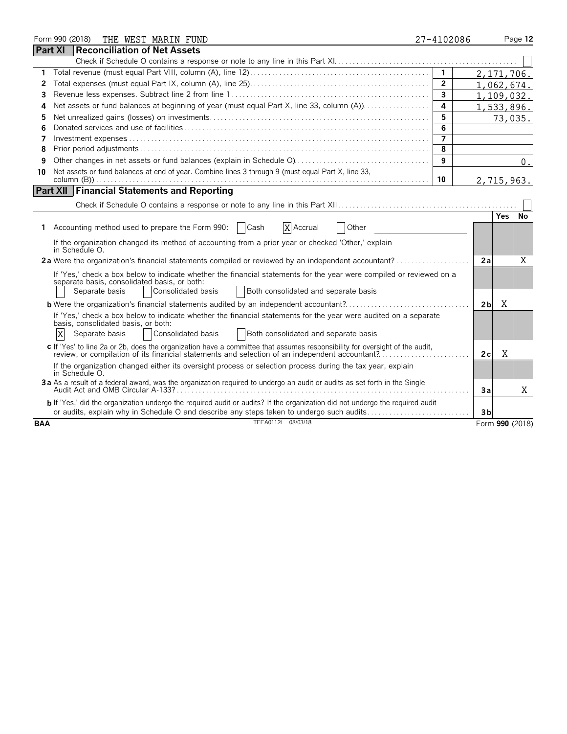Form 990 (2018) THE WEST MARIN FUND 27-4102086

## Part XI Reconciliation of Net Assets

Check if Schedule O contains a response or note to any line in this Part XI. ☐

| | | | |
|---|---|---|---|
| 1 | Total revenue (must equal Part VIII, column (A), line 12) | 1 | 2,171,706. |
| 2 | Total expenses (must equal Part IX, column (A), line 25) | 2 | 1,062,674. |
| 3 | Revenue less expenses. Subtract line 2 from line 1 | 3 | 1,109,032. |
| 4 | Net assets or fund balances at beginning of year (must equal Part X, line 33, column (A)) | 4 | 1,533,896. |
| 5 | Net unrealized gains (losses) on investments | 5 | 73,035. |
| 6 | Donated services and use of facilities | 6 | |
| 7 | Investment expenses | 7 | |
| 8 | Prior period adjustments | 8 | |
| 9 | Other changes in net assets or fund balances (explain in Schedule O) | 9 | 0. |
| 10 | Net assets or fund balances at end of year. Combine lines 3 through 9 (must equal Part X, line 33, column (B)) | 10 | 2,715,963. |

## Part XII Financial Statements and Reporting

Check if Schedule O contains a response or note to any line in this Part XII. ☐

| | | | Yes | No |
|---|---|---|---|---|
| 1 | Accounting method used to prepare the Form 990: ☐ Cash ☒ Accrual ☐ Other | | | |
| | If the organization changed its method of accounting from a prior year or checked 'Other,' explain in Schedule O. | | | |
| 2a | Were the organization's financial statements compiled or reviewed by an independent accountant? | 2a | | X |
| | If 'Yes,' check a box below to indicate whether the financial statements for the year were compiled or reviewed on a separate basis, consolidated basis, or both: ☐ Separate basis ☐ Consolidated basis ☐ Both consolidated and separate basis | | | |
| b | Were the organization's financial statements audited by an independent accountant? | 2b | X | |
| | If 'Yes,' check a box below to indicate whether the financial statements for the year were audited on a separate basis, consolidated basis, or both: ☒ Separate basis ☐ Consolidated basis ☐ Both consolidated and separate basis | | | |
| c | If 'Yes' to line 2a or 2b, does the organization have a committee that assumes responsibility for oversight of the audit, review, or compilation of its financial statements and selection of an independent accountant? | 2c | X | |
| | If the organization changed either its oversight process or selection process during the tax year, explain in Schedule O. | | | |
| 3a | As a result of a federal award, was the organization required to undergo an audit or audits as set forth in the Single Audit Act and OMB Circular A-133? | 3a | | X |
| b | If 'Yes,' did the organization undergo the required audit or audits? If the organization did not undergo the required audit or audits, explain why in Schedule O and describe any steps taken to undergo such audits | 3b | | |

BAA TEEA0112L 08/03/18 Form **990** (2018)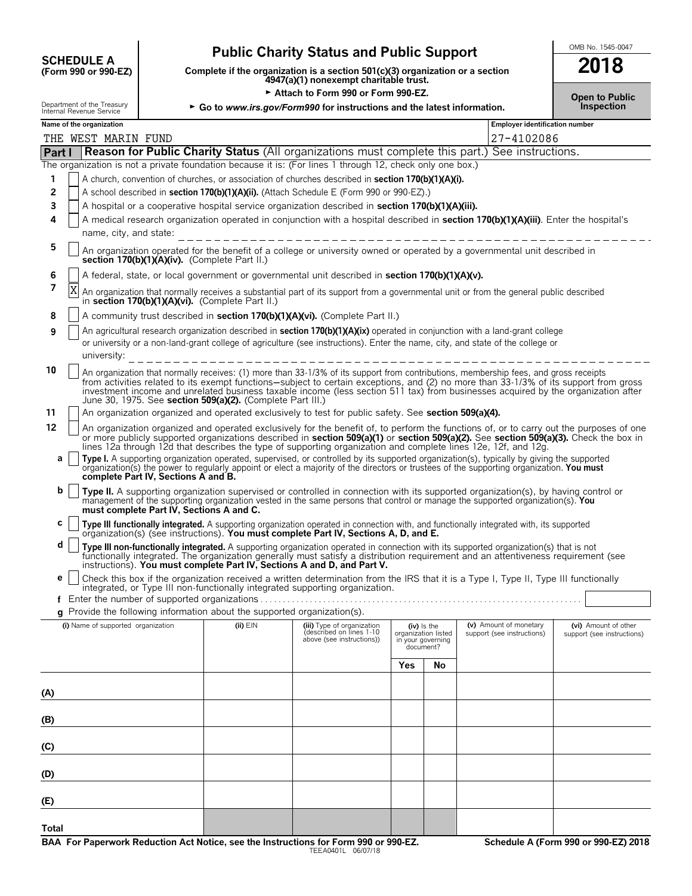**SCHEDULE A**
**(Form 990 or 990-EZ)**

Department of the Treasury
Internal Revenue Service

# Public Charity Status and Public Support

**Complete if the organization is a section 501(c)(3) organization or a section 4947(a)(1) nonexempt charitable trust.**

► **Attach to Form 990 or Form 990-EZ.**

► **Go to *www.irs.gov/Form990* for instructions and the latest information.**

OMB No. 1545-0047

**2018**

**Open to Public Inspection**

| Name of the organization | Employer identification number |
|---|---|
| THE WEST MARIN FUND | 27-4102086 |

## Part I **Reason for Public Charity Status** (All organizations must complete this part.) See instructions.

The organization is not a private foundation because it is: (For lines 1 through 12, check only one box.)

1 [ ] A church, convention of churches, or association of churches described in **section 170(b)(1)(A)(i).**

2 [ ] A school described in **section 170(b)(1)(A)(ii).** (Attach Schedule E (Form 990 or 990-EZ).)

3 [ ] A hospital or a cooperative hospital service organization described in **section 170(b)(1)(A)(iii).**

4 [ ] A medical research organization operated in conjunction with a hospital described in **section 170(b)(1)(A)(iii)**. Enter the hospital's name, city, and state:

5 [ ] An organization operated for the benefit of a college or university owned or operated by a governmental unit described in **section 170(b)(1)(A)(iv).** (Complete Part II.)

6 [ ] A federal, state, or local government or governmental unit described in **section 170(b)(1)(A)(v).**

7 [X] An organization that normally receives a substantial part of its support from a governmental unit or from the general public described in **section 170(b)(1)(A)(vi).** (Complete Part II.)

8 [ ] A community trust described in **section 170(b)(1)(A)(vi).** (Complete Part II.)

9 [ ] An agricultural research organization described in **section 170(b)(1)(A)(ix)** operated in conjunction with a land-grant college or university or a non-land-grant college of agriculture (see instructions). Enter the name, city, and state of the college or university:

10 [ ] An organization that normally receives: (1) more than 33-1/3% of its support from contributions, membership fees, and gross receipts from activities related to its exempt functions—subject to certain exceptions, and (2) no more than 33-1/3% of its support from gross investment income and unrelated business taxable income (less section 511 tax) from businesses acquired by the organization after June 30, 1975. See **section 509(a)(2).** (Complete Part III.)

11 [ ] An organization organized and operated exclusively to test for public safety. See **section 509(a)(4).**

12 [ ] An organization organized and operated exclusively for the benefit of, to perform the functions of, or to carry out the purposes of one or more publicly supported organizations described in **section 509(a)(1)** or **section 509(a)(2).** See **section 509(a)(3).** Check the box in lines 12a through 12d that describes the type of supporting organization and complete lines 12e, 12f, and 12g.

a [ ] **Type I.** A supporting organization operated, supervised, or controlled by its supported organization(s), typically by giving the supported organization(s) the power to regularly appoint or elect a majority of the directors or trustees of the supporting organization. **You must complete Part IV, Sections A and B.**

b [ ] **Type II.** A supporting organization supervised or controlled in connection with its supported organization(s), by having control or management of the supporting organization vested in the same persons that control or manage the supported organization(s). **You must complete Part IV, Sections A and C.**

c [ ] **Type III functionally integrated.** A supporting organization operated in connection with, and functionally integrated with, its supported organization(s) (see instructions). **You must complete Part IV, Sections A, D, and E.**

d [ ] **Type III non-functionally integrated.** A supporting organization operated in connection with its supported organization(s) that is not functionally integrated. The organization generally must satisfy a distribution requirement and an attentiveness requirement (see instructions). **You must complete Part IV, Sections A and D, and Part V.**

e [ ] Check this box if the organization received a written determination from the IRS that it is a Type I, Type II, Type III functionally integrated, or Type III non-functionally integrated supporting organization.

f Enter the number of supported organizations

g Provide the following information about the supported organization(s).

| (i) Name of supported organization | (ii) EIN | (iii) Type of organization (described on lines 1-10 above (see instructions)) | (iv) Is the organization listed in your governing document? Yes | No | (v) Amount of monetary support (see instructions) | (vi) Amount of other support (see instructions) |
|---|---|---|---|---|---|---|
| (A) | | | | | | |
| (B) | | | | | | |
| (C) | | | | | | |
| (D) | | | | | | |
| (E) | | | | | | |
| Total | | | | | | |

**BAA For Paperwork Reduction Act Notice, see the Instructions for Form 990 or 990-EZ.** TEEA0401L 06/07/18 **Schedule A (Form 990 or 990-EZ) 2018**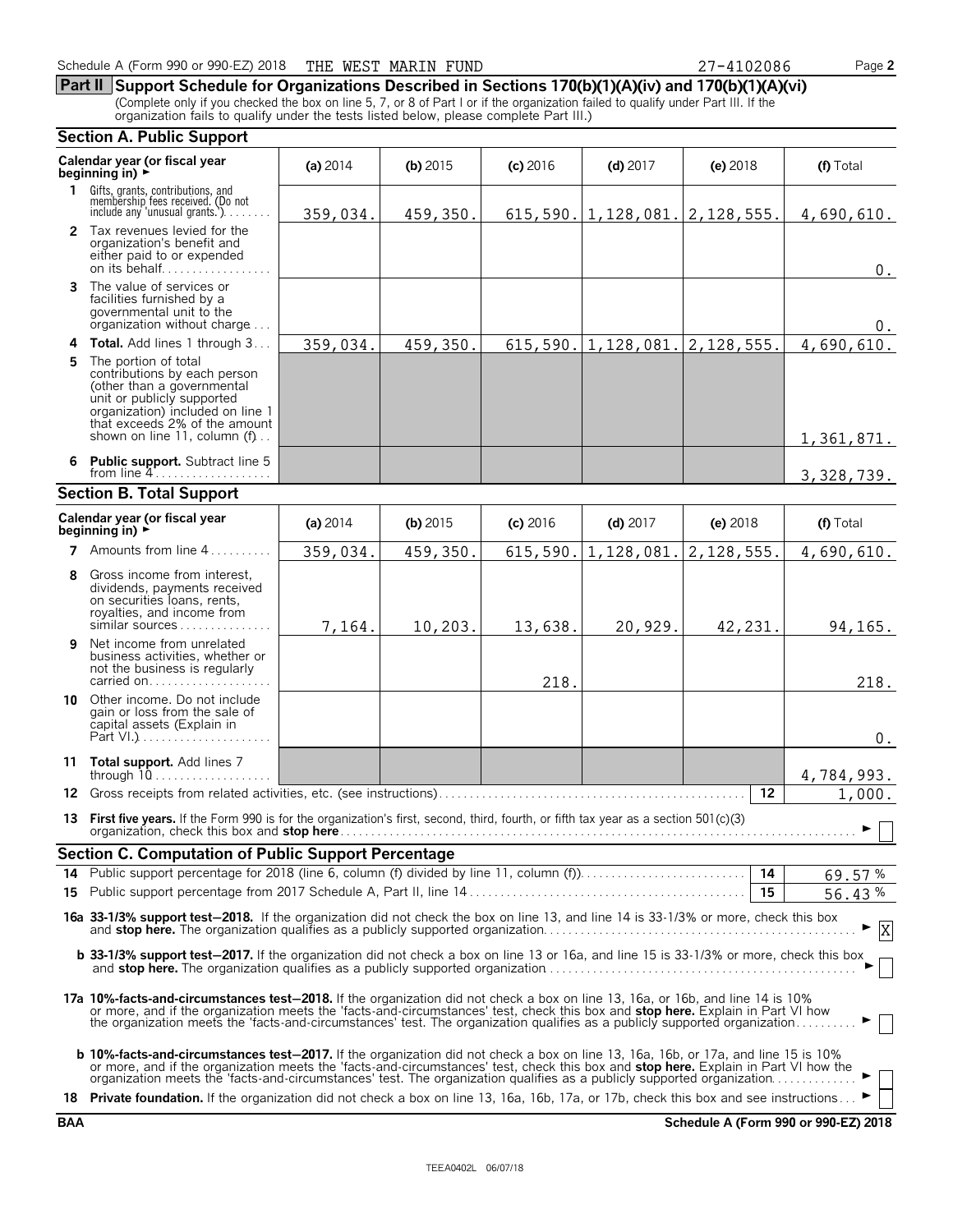Schedule A (Form 990 or 990-EZ) 2018 THE WEST MARIN FUND 27-4102086

## Part II Support Schedule for Organizations Described in Sections 170(b)(1)(A)(iv) and 170(b)(1)(A)(vi)

(Complete only if you checked the box on line 5, 7, or 8 of Part I or if the organization failed to qualify under Part III. If the organization fails to qualify under the tests listed below, please complete Part III.)

### Section A. Public Support

| Calendar year (or fiscal year beginning in) ► | (a) 2014 | (b) 2015 | (c) 2016 | (d) 2017 | (e) 2018 | (f) Total |
|---|---|---|---|---|---|---|
| 1 Gifts, grants, contributions, and membership fees received. (Do not include any 'unusual grants.') | 359,034. | 459,350. | 615,590. | 1,128,081. | 2,128,555. | 4,690,610. |
| 2 Tax revenues levied for the organization's benefit and either paid to or expended on its behalf | | | | | | 0. |
| 3 The value of services or facilities furnished by a governmental unit to the organization without charge | | | | | | 0. |
| 4 **Total.** Add lines 1 through 3 | 359,034. | 459,350. | 615,590. | 1,128,081. | 2,128,555. | 4,690,610. |
| 5 The portion of total contributions by each person (other than a governmental unit or publicly supported organization) included on line 1 that exceeds 2% of the amount shown on line 11, column (f) | | | | | | 1,361,871. |
| 6 **Public support.** Subtract line 5 from line 4 | | | | | | 3,328,739. |

### Section B. Total Support

| Calendar year (or fiscal year beginning in) ► | (a) 2014 | (b) 2015 | (c) 2016 | (d) 2017 | (e) 2018 | (f) Total |
|---|---|---|---|---|---|---|
| 7 Amounts from line 4 | 359,034. | 459,350. | 615,590. | 1,128,081. | 2,128,555. | 4,690,610. |
| 8 Gross income from interest, dividends, payments received on securities loans, rents, royalties, and income from similar sources | 7,164. | 10,203. | 13,638. | 20,929. | 42,231. | 94,165. |
| 9 Net income from unrelated business activities, whether or not the business is regularly carried on | | | 218. | | | 218. |
| 10 Other income. Do not include gain or loss from the sale of capital assets (Explain in Part VI.) | | | | | | 0. |
| 11 **Total support.** Add lines 7 through 10 | | | | | | 4,784,993. |

**12** Gross receipts from related activities, etc. (see instructions) — **12** — 1,000.

**13 First five years.** If the Form 990 is for the organization's first, second, third, fourth, or fifth tax year as a section 501(c)(3) organization, check this box and **stop here** ► ☐

### Section C. Computation of Public Support Percentage

**14** Public support percentage for 2018 (line 6, column (f) divided by line 11, column (f)) — **14** — 69.57 %

**15** Public support percentage from 2017 Schedule A, Part II, line 14 — **15** — 56.43 %

**16a 33-1/3% support test–2018.** If the organization did not check the box on line 13, and line 14 is 33-1/3% or more, check this box and **stop here.** The organization qualifies as a publicly supported organization ► ☒

**b 33-1/3% support test–2017.** If the organization did not check a box on line 13 or 16a, and line 15 is 33-1/3% or more, check this box and **stop here.** The organization qualifies as a publicly supported organization ► ☐

**17a 10%-facts-and-circumstances test–2018.** If the organization did not check a box on line 13, 16a, or 16b, and line 14 is 10% or more, and if the organization meets the 'facts-and-circumstances' test, check this box and **stop here.** Explain in Part VI how the organization meets the 'facts-and-circumstances' test. The organization qualifies as a publicly supported organization ► ☐

**b 10%-facts-and-circumstances test–2017.** If the organization did not check a box on line 13, 16a, 16b, or 17a, and line 15 is 10% or more, and if the organization meets the 'facts-and-circumstances' test, check this box and **stop here.** Explain in Part VI how the organization meets the 'facts-and-circumstances' test. The organization qualifies as a publicly supported organization ► ☐

**18 Private foundation.** If the organization did not check a box on line 13, 16a, 16b, 17a, or 17b, check this box and see instructions ► ☐

BAA Schedule A (Form 990 or 990-EZ) 2018

TEEA0402L 06/07/18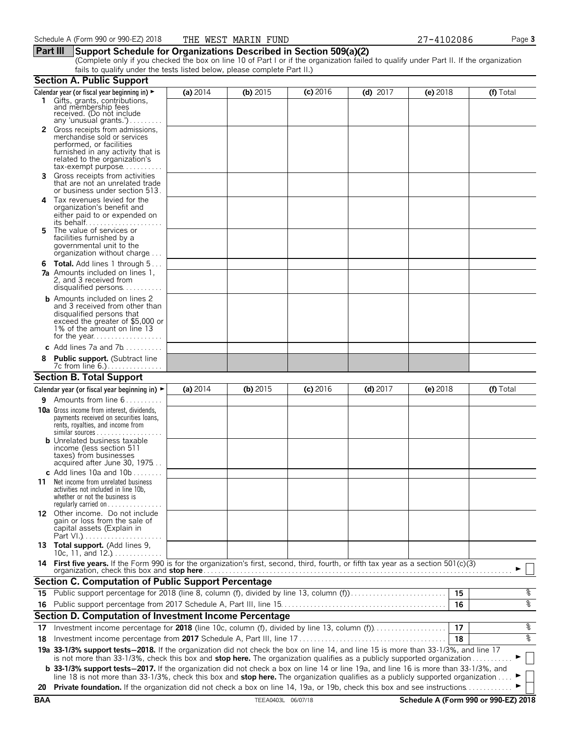Schedule A (Form 990 or 990-EZ) 2018 THE WEST MARIN FUND 27-4102086

## Part III Support Schedule for Organizations Described in Section 509(a)(2)

(Complete only if you checked the box on line 10 of Part I or if the organization failed to qualify under Part II. If the organization fails to qualify under the tests listed below, please complete Part II.)

### Section A. Public Support

| Calendar year (or fiscal year beginning in) ► | (a) 2014 | (b) 2015 | (c) 2016 | (d) 2017 | (e) 2018 | (f) Total |
|---|---|---|---|---|---|---|
| **1** Gifts, grants, contributions, and membership fees received. (Do not include any 'unusual grants.') | | | | | | |
| **2** Gross receipts from admissions, merchandise sold or services performed, or facilities furnished in any activity that is related to the organization's tax-exempt purpose | | | | | | |
| **3** Gross receipts from activities that are not an unrelated trade or business under section 513 | | | | | | |
| **4** Tax revenues levied for the organization's benefit and either paid to or expended on its behalf | | | | | | |
| **5** The value of services or facilities furnished by a governmental unit to the organization without charge | | | | | | |
| **6 Total.** Add lines 1 through 5 | | | | | | |
| **7a** Amounts included on lines 1, 2, and 3 received from disqualified persons | | | | | | |
| **b** Amounts included on lines 2 and 3 received from other than disqualified persons that exceed the greater of $5,000 or 1% of the amount on line 13 for the year | | | | | | |
| **c** Add lines 7a and 7b | | | | | | |
| **8 Public support.** (Subtract line 7c from line 6.) | | | | | | |

### Section B. Total Support

| Calendar year (or fiscal year beginning in) ► | (a) 2014 | (b) 2015 | (c) 2016 | (d) 2017 | (e) 2018 | (f) Total |
|---|---|---|---|---|---|---|
| **9** Amounts from line 6 | | | | | | |
| **10a** Gross income from interest, dividends, payments received on securities loans, rents, royalties, and income from similar sources | | | | | | |
| **b** Unrelated business taxable income (less section 511 taxes) from businesses acquired after June 30, 1975 | | | | | | |
| **c** Add lines 10a and 10b | | | | | | |
| **11** Net income from unrelated business activities not included in line 10b, whether or not the business is regularly carried on | | | | | | |
| **12** Other income. Do not include gain or loss from the sale of capital assets (Explain in Part VI.) | | | | | | |
| **13 Total support.** (Add lines 9, 10c, 11, and 12.) | | | | | | |

**14 First five years.** If the Form 990 is for the organization's first, second, third, fourth, or fifth tax year as a section 501(c)(3) organization, check this box and **stop here** ► ☐

### Section C. Computation of Public Support Percentage

| | | | |
|---|---|---|---|
| **15** | Public support percentage for 2018 (line 8, column (f), divided by line 13, column (f)) | 15 | % |
| **16** | Public support percentage from 2017 Schedule A, Part III, line 15 | 16 | % |

### Section D. Computation of Investment Income Percentage

| | | | |
|---|---|---|---|
| **17** | Investment income percentage for **2018** (line 10c, column (f), divided by line 13, column (f)) | 17 | % |
| **18** | Investment income percentage from **2017** Schedule A, Part III, line 17 | 18 | % |

**19a 33-1/3% support tests—2018.** If the organization did not check the box on line 14, and line 15 is more than 33-1/3%, and line 17 is not more than 33-1/3%, check this box and **stop here.** The organization qualifies as a publicly supported organization ► ☐

**b 33-1/3% support tests—2017.** If the organization did not check a box on line 14 or line 19a, and line 16 is more than 33-1/3%, and line 18 is not more than 33-1/3%, check this box and **stop here.** The organization qualifies as a publicly supported organization ► ☐

**20 Private foundation.** If the organization did not check a box on line 14, 19a, or 19b, check this box and see instructions ► ☐

BAA TEEA0403L 06/07/18 Schedule A (Form 990 or 990-EZ) 2018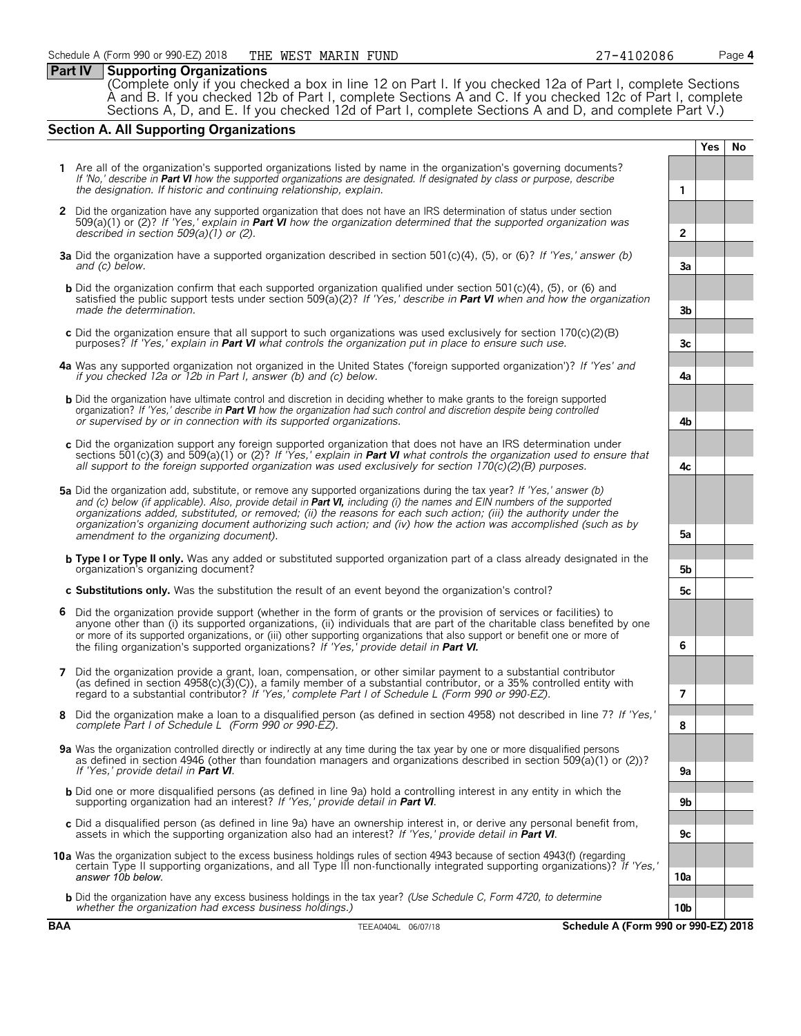Schedule A (Form 990 or 990-EZ) 2018 THE WEST MARIN FUND 27-4102086

## Part IV Supporting Organizations

(Complete only if you checked a box in line 12 on Part I. If you checked 12a of Part I, complete Sections A and B. If you checked 12b of Part I, complete Sections A and C. If you checked 12c of Part I, complete Sections A, D, and E. If you checked 12d of Part I, complete Sections A and D, and complete Part V.)

### Section A. All Supporting Organizations

| | | | Yes | No |
|---|---|---|---|---|
| **1** | Are all of the organization's supported organizations listed by name in the organization's governing documents? *If 'No,' describe in **Part VI** how the supported organizations are designated. If designated by class or purpose, describe the designation. If historic and continuing relationship, explain.* | 1 | | |
| **2** | Did the organization have any supported organization that does not have an IRS determination of status under section 509(a)(1) or (2)? *If 'Yes,' explain in **Part VI** how the organization determined that the supported organization was described in section 509(a)(1) or (2).* | 2 | | |
| **3a** | Did the organization have a supported organization described in section 501(c)(4), (5), or (6)? *If 'Yes,' answer (b) and (c) below.* | 3a | | |
| **b** | Did the organization confirm that each supported organization qualified under section 501(c)(4), (5), or (6) and satisfied the public support tests under section 509(a)(2)? *If 'Yes,' describe in **Part VI** when and how the organization made the determination.* | 3b | | |
| **c** | Did the organization ensure that all support to such organizations was used exclusively for section 170(c)(2)(B) purposes? *If 'Yes,' explain in **Part VI** what controls the organization put in place to ensure such use.* | 3c | | |
| **4a** | Was any supported organization not organized in the United States ('foreign supported organization')? *If 'Yes' and if you checked 12a or 12b in Part I, answer (b) and (c) below.* | 4a | | |
| **b** | Did the organization have ultimate control and discretion in deciding whether to make grants to the foreign supported organization? *If 'Yes,' describe in **Part VI** how the organization had such control and discretion despite being controlled or supervised by or in connection with its supported organizations.* | 4b | | |
| **c** | Did the organization support any foreign supported organization that does not have an IRS determination under sections 501(c)(3) and 509(a)(1) or (2)? *If 'Yes,' explain in **Part VI** what controls the organization used to ensure that all support to the foreign supported organization was used exclusively for section 170(c)(2)(B) purposes.* | 4c | | |
| **5a** | Did the organization add, substitute, or remove any supported organizations during the tax year? *If 'Yes,' answer (b) and (c) below (if applicable). Also, provide detail in **Part VI,** including (i) the names and EIN numbers of the supported organizations added, substituted, or removed; (ii) the reasons for each such action; (iii) the authority under the organization's organizing document authorizing such action; and (iv) how the action was accomplished (such as by amendment to the organizing document).* | 5a | | |
| **b** | **Type I or Type II only.** Was any added or substituted supported organization part of a class already designated in the organization's organizing document? | 5b | | |
| **c** | **Substitutions only.** Was the substitution the result of an event beyond the organization's control? | 5c | | |
| **6** | Did the organization provide support (whether in the form of grants or the provision of services or facilities) to anyone other than (i) its supported organizations, (ii) individuals that are part of the charitable class benefited by one or more of its supported organizations, or (iii) other supporting organizations that also support or benefit one or more of the filing organization's supported organizations? *If 'Yes,' provide detail in **Part VI.*** | 6 | | |
| **7** | Did the organization provide a grant, loan, compensation, or other similar payment to a substantial contributor (as defined in section 4958(c)(3)(C)), a family member of a substantial contributor, or a 35% controlled entity with regard to a substantial contributor? *If 'Yes,' complete Part I of Schedule L (Form 990 or 990-EZ).* | 7 | | |
| **8** | Did the organization make a loan to a disqualified person (as defined in section 4958) not described in line 7? *If 'Yes,' complete Part I of Schedule L (Form 990 or 990-EZ).* | 8 | | |
| **9a** | Was the organization controlled directly or indirectly at any time during the tax year by one or more disqualified persons as defined in section 4946 (other than foundation managers and organizations described in section 509(a)(1) or (2))? *If 'Yes,' provide detail in **Part VI**.* | 9a | | |
| **b** | Did one or more disqualified persons (as defined in line 9a) hold a controlling interest in any entity in which the supporting organization had an interest? *If 'Yes,' provide detail in **Part VI**.* | 9b | | |
| **c** | Did a disqualified person (as defined in line 9a) have an ownership interest in, or derive any personal benefit from, assets in which the supporting organization also had an interest? *If 'Yes,' provide detail in **Part VI**.* | 9c | | |
| **10a** | Was the organization subject to the excess business holdings rules of section 4943 because of section 4943(f) (regarding certain Type II supporting organizations, and all Type III non-functionally integrated supporting organizations)? *If 'Yes,' answer 10b below.* | 10a | | |
| **b** | Did the organization have any excess business holdings in the tax year? *(Use Schedule C, Form 4720, to determine whether the organization had excess business holdings.)* | 10b | | |

BAA TEEA0404L 06/07/18 Schedule A (Form 990 or 990-EZ) 2018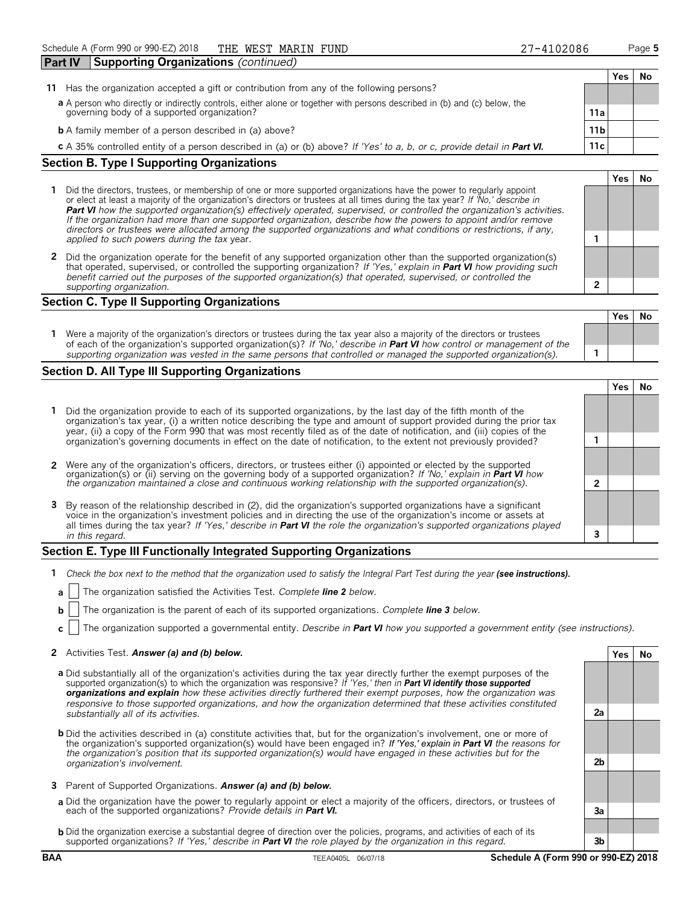Schedule A (Form 990 or 990-EZ) 2018 THE WEST MARIN FUND 27-4102086

## Part IV Supporting Organizations *(continued)*

| | | | Yes | No |
|---|---|---|---|---|
| **11** | Has the organization accepted a gift or contribution from any of the following persons? | | | |
| **a** | A person who directly or indirectly controls, either alone or together with persons described in (b) and (c) below, the governing body of a supported organization? | 11a | | |
| **b** | A family member of a person described in (a) above? | 11b | | |
| **c** | A 35% controlled entity of a person described in (a) or (b) above? *If 'Yes' to a, b, or c, provide detail in* ***Part VI.*** | 11c | | |

### Section B. Type I Supporting Organizations

| | | | Yes | No |
|---|---|---|---|---|
| **1** | Did the directors, trustees, or membership of one or more supported organizations have the power to regularly appoint or elect at least a majority of the organization's directors or trustees at all times during the tax year? *If 'No,' describe in* ***Part VI*** *how the supported organization(s) effectively operated, supervised, or controlled the organization's activities. If the organization had more than one supported organization, describe how the powers to appoint and/or remove directors or trustees were allocated among the supported organizations and what conditions or restrictions, if any, applied to such powers during the tax* year. | 1 | | |
| **2** | Did the organization operate for the benefit of any supported organization other than the supported organization(s) that operated, supervised, or controlled the supporting organization? *If 'Yes,' explain in* ***Part VI*** *how providing such benefit carried out the purposes of the supported organization(s) that operated, supervised, or controlled the supporting organization.* | 2 | | |

### Section C. Type II Supporting Organizations

| | | | Yes | No |
|---|---|---|---|---|
| **1** | Were a majority of the organization's directors or trustees during the tax year also a majority of the directors or trustees of each of the organization's supported organization(s)? *If 'No,' describe in* ***Part VI*** *how control or management of the supporting organization was vested in the same persons that controlled or managed the supported organization(s).* | 1 | | |

### Section D. All Type III Supporting Organizations

| | | | Yes | No |
|---|---|---|---|---|
| **1** | Did the organization provide to each of its supported organizations, by the last day of the fifth month of the organization's tax year, (i) a written notice describing the type and amount of support provided during the prior tax year, (ii) a copy of the Form 990 that was most recently filed as of the date of notification, and (iii) copies of the organization's governing documents in effect on the date of notification, to the extent not previously provided? | 1 | | |
| **2** | Were any of the organization's officers, directors, or trustees either (i) appointed or elected by the supported organization(s) or (ii) serving on the governing body of a supported organization? *If 'No,' explain in* ***Part VI*** *how the organization maintained a close and continuous working relationship with the supported organization(s).* | 2 | | |
| **3** | By reason of the relationship described in (2), did the organization's supported organizations have a significant voice in the organization's investment policies and in directing the use of the organization's income or assets at all times during the tax year? *If 'Yes,' describe in* ***Part VI*** *the role the organization's supported organizations played in this regard.* | 3 | | |

### Section E. Type III Functionally Integrated Supporting Organizations

**1** *Check the box next to the method that the organization used to satisfy the Integral Part Test during the year* ***(see instructions).***

**a** ☐ The organization satisfied the Activities Test. *Complete* ***line 2*** *below.*

**b** ☐ The organization is the parent of each of its supported organizations. *Complete* ***line 3*** *below.*

**c** ☐ The organization supported a governmental entity. *Describe in* ***Part VI*** *how you supported a government entity (see instructions).*

| | | | Yes | No |
|---|---|---|---|---|
| **2** | Activities Test. ***Answer (a) and (b) below.*** | | | |
| **a** | Did substantially all of the organization's activities during the tax year directly further the exempt purposes of the supported organization(s) to which the organization was responsive? *If 'Yes,' then in* ***Part VI identify those supported organizations and explain*** *how these activities directly furthered their exempt purposes, how the organization was responsive to those supported organizations, and how the organization determined that these activities constituted substantially all of its activities.* | 2a | | |
| **b** | Did the activities described in (a) constitute activities that, but for the organization's involvement, one or more of the organization's supported organization(s) would have been engaged in? ***If 'Yes,' explain in Part VI*** *the reasons for the organization's position that its supported organization(s) would have engaged in these activities but for the organization's involvement.* | 2b | | |
| **3** | Parent of Supported Organizations. ***Answer (a) and (b) below.*** | | | |
| **a** | Did the organization have the power to regularly appoint or elect a majority of the officers, directors, or trustees of each of the supported organizations? *Provide details in* ***Part VI.*** | 3a | | |
| **b** | Did the organization exercise a substantial degree of direction over the policies, programs, and activities of each of its supported organizations? *If 'Yes,' describe in* ***Part VI*** *the role played by the organization in this regard.* | 3b | | |

BAA TEEA0405L 06/07/18 **Schedule A (Form 990 or 990-EZ) 2018**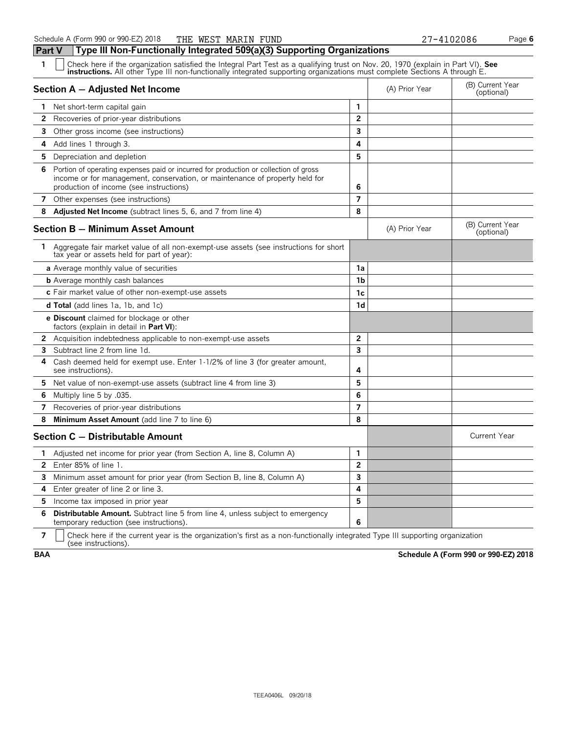## Part V Type III Non-Functionally Integrated 509(a)(3) Supporting Organizations

**1** ☐ Check here if the organization satisfied the Integral Part Test as a qualifying trust on Nov. 20, 1970 (explain in Part VI). **See instructions.** All other Type III non-functionally integrated supporting organizations must complete Sections A through E.

| **Section A — Adjusted Net Income** | | (A) Prior Year | (B) Current Year (optional) |
|---|---|---|---|
| **1** Net short-term capital gain | 1 | | |
| **2** Recoveries of prior-year distributions | 2 | | |
| **3** Other gross income (see instructions) | 3 | | |
| **4** Add lines 1 through 3. | 4 | | |
| **5** Depreciation and depletion | 5 | | |
| **6** Portion of operating expenses paid or incurred for production or collection of gross income or for management, conservation, or maintenance of property held for production of income (see instructions) | 6 | | |
| **7** Other expenses (see instructions) | 7 | | |
| **8 Adjusted Net Income** (subtract lines 5, 6, and 7 from line 4) | 8 | | |

| **Section B — Minimum Asset Amount** | | (A) Prior Year | (B) Current Year (optional) |
|---|---|---|---|
| **1** Aggregate fair market value of all non-exempt-use assets (see instructions for short tax year or assets held for part of year): | | | |
| **a** Average monthly value of securities | 1a | | |
| **b** Average monthly cash balances | 1b | | |
| **c** Fair market value of other non-exempt-use assets | 1c | | |
| **d Total** (add lines 1a, 1b, and 1c) | 1d | | |
| **e Discount** claimed for blockage or other factors (explain in detail in **Part VI**): | | | |
| **2** Acquisition indebtedness applicable to non-exempt-use assets | 2 | | |
| **3** Subtract line 2 from line 1d. | 3 | | |
| **4** Cash deemed held for exempt use. Enter 1-1/2% of line 3 (for greater amount, see instructions). | 4 | | |
| **5** Net value of non-exempt-use assets (subtract line 4 from line 3) | 5 | | |
| **6** Multiply line 5 by .035. | 6 | | |
| **7** Recoveries of prior-year distributions | 7 | | |
| **8 Minimum Asset Amount** (add line 7 to line 6) | 8 | | |

| **Section C — Distributable Amount** | | | Current Year |
|---|---|---|---|
| **1** Adjusted net income for prior year (from Section A, line 8, Column A) | 1 | | |
| **2** Enter 85% of line 1. | 2 | | |
| **3** Minimum asset amount for prior year (from Section B, line 8, Column A) | 3 | | |
| **4** Enter greater of line 2 or line 3. | 4 | | |
| **5** Income tax imposed in prior year | 5 | | |
| **6 Distributable Amount.** Subtract line 5 from line 4, unless subject to emergency temporary reduction (see instructions). | 6 | | |

**7** ☐ Check here if the current year is the organization's first as a non-functionally integrated Type III supporting organization (see instructions).

BAA **Schedule A (Form 990 or 990-EZ) 2018**

TEEA0406L 09/20/18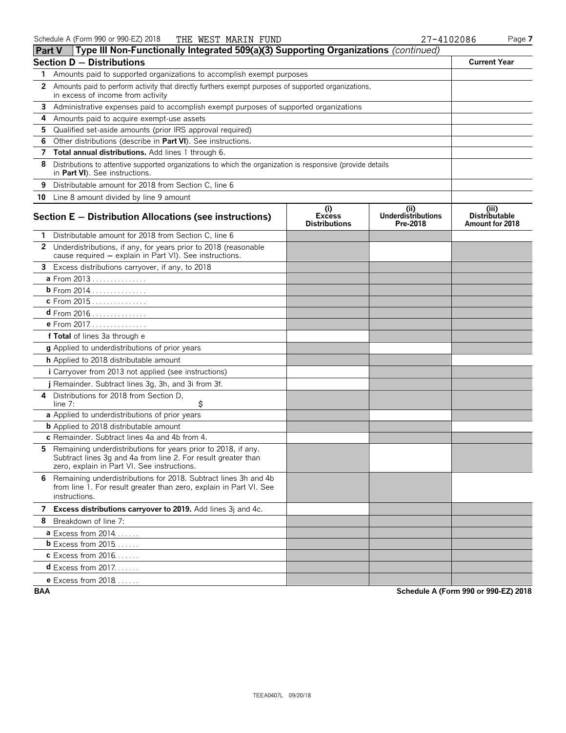Schedule A (Form 990 or 990-EZ) 2018 THE WEST MARIN FUND 27-4102086

## Part V Type III Non-Functionally Integrated 509(a)(3) Supporting Organizations *(continued)*

| Section D — Distributions | Current Year |
|---|---|
| **1** Amounts paid to supported organizations to accomplish exempt purposes | |
| **2** Amounts paid to perform activity that directly furthers exempt purposes of supported organizations, in excess of income from activity | |
| **3** Administrative expenses paid to accomplish exempt purposes of supported organizations | |
| **4** Amounts paid to acquire exempt-use assets | |
| **5** Qualified set-aside amounts (prior IRS approval required) | |
| **6** Other distributions (describe in **Part VI**). See instructions. | |
| **7** **Total annual distributions.** Add lines 1 through 6. | |
| **8** Distributions to attentive supported organizations to which the organization is responsive (provide details in **Part VI**). See instructions. | |
| **9** Distributable amount for 2018 from Section C, line 6 | |
| **10** Line 8 amount divided by line 9 amount | |

| Section E — Distribution Allocations (see instructions) | (i) Excess Distributions | (ii) Underdistributions Pre-2018 | (iii) Distributable Amount for 2018 |
|---|---|---|---|
| **1** Distributable amount for 2018 from Section C, line 6 | | | |
| **2** Underdistributions, if any, for years prior to 2018 (reasonable cause required — explain in Part VI). See instructions. | | | |
| **3** Excess distributions carryover, if any, to 2018 | | | |
| **a** From 2013 | | | |
| **b** From 2014 | | | |
| **c** From 2015 | | | |
| **d** From 2016 | | | |
| **e** From 2017 | | | |
| **f Total** of lines 3a through e | | | |
| **g** Applied to underdistributions of prior years | | | |
| **h** Applied to 2018 distributable amount | | | |
| **i** Carryover from 2013 not applied (see instructions) | | | |
| **j** Remainder. Subtract lines 3g, 3h, and 3i from 3f. | | | |
| **4** Distributions for 2018 from Section D, line 7: $ | | | |
| **a** Applied to underdistributions of prior years | | | |
| **b** Applied to 2018 distributable amount | | | |
| **c** Remainder. Subtract lines 4a and 4b from 4. | | | |
| **5** Remaining underdistributions for years prior to 2018, if any. Subtract lines 3g and 4a from line 2. For result greater than zero, explain in Part VI. See instructions. | | | |
| **6** Remaining underdistributions for 2018. Subtract lines 3h and 4b from line 1. For result greater than zero, explain in Part VI. See instructions. | | | |
| **7** **Excess distributions carryover to 2019.** Add lines 3j and 4c. | | | |
| **8** Breakdown of line 7: | | | |
| **a** Excess from 2014 | | | |
| **b** Excess from 2015 | | | |
| **c** Excess from 2016 | | | |
| **d** Excess from 2017 | | | |
| **e** Excess from 2018 | | | |

BAA Schedule A (Form 990 or 990-EZ) 2018

TEEA0407L 09/20/18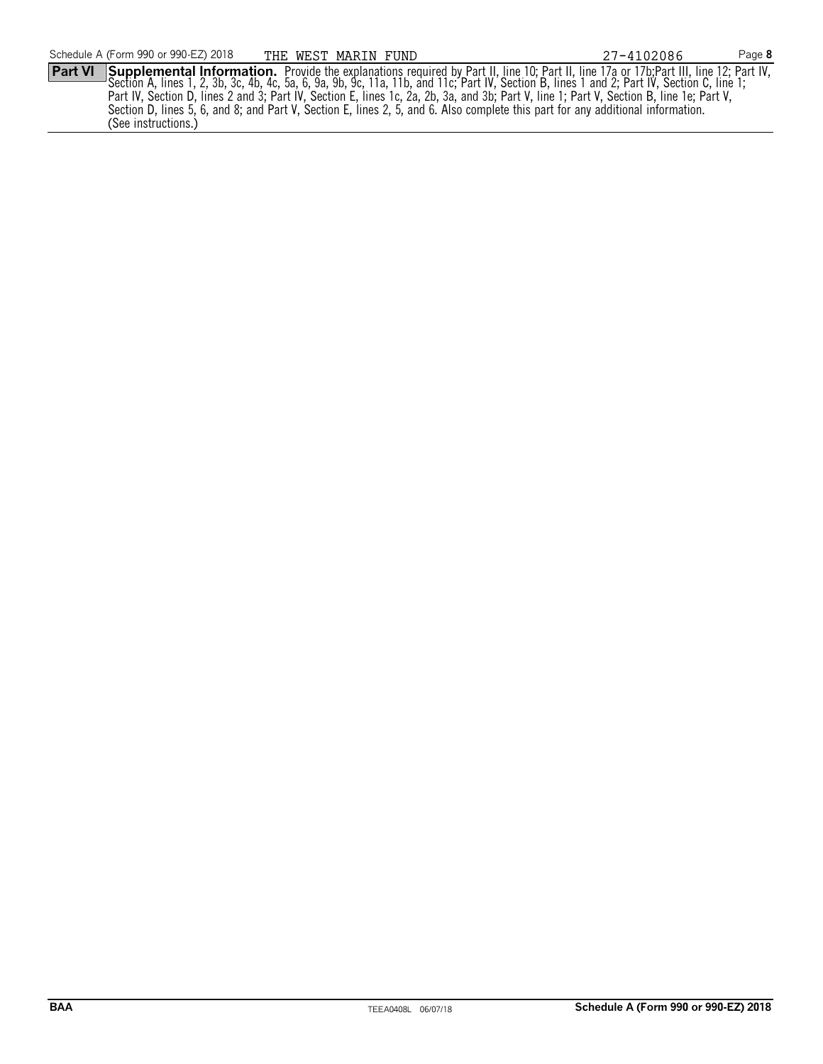**Part VI** **Supplemental Information.** Provide the explanations required by Part II, line 10; Part II, line 17a or 17b;Part III, line 12; Part IV, Section A, lines 1, 2, 3b, 3c, 4b, 4c, 5a, 6, 9a, 9b, 9c, 11a, 11b, and 11c; Part IV, Section B, lines 1 and 2; Part IV, Section C, line 1; Part IV, Section D, lines 2 and 3; Part IV, Section E, lines 1c, 2a, 2b, 3a, and 3b; Part V, line 1; Part V, Section B, line 1e; Part V, Section D, lines 5, 6, and 8; and Part V, Section E, lines 2, 5, and 6. Also complete this part for any additional information. (See instructions.)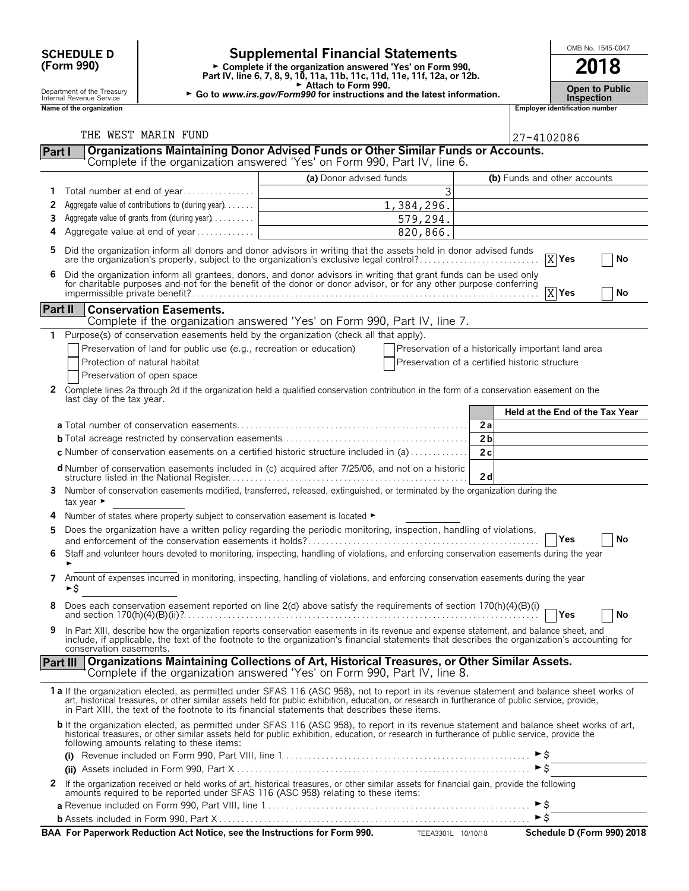**SCHEDULE D (Form 990)**

Department of the Treasury
Internal Revenue Service

# Supplemental Financial Statements

► Complete if the organization answered 'Yes' on Form 990, Part IV, line 6, 7, 8, 9, 10, 11a, 11b, 11c, 11d, 11e, 11f, 12a, or 12b.
► Attach to Form 990.
► Go to *www.irs.gov/Form990* for instructions and the latest information.

OMB No. 1545-0047

**2018**

**Open to Public Inspection**

**Name of the organization**: THE WEST MARIN FUND

**Employer identification number**: 27-4102086

## Part I — Organizations Maintaining Donor Advised Funds or Other Similar Funds or Accounts.

Complete if the organization answered 'Yes' on Form 990, Part IV, line 6.

| | | (a) Donor advised funds | (b) Funds and other accounts |
|---|---|---|---|
| 1 | Total number at end of year | 3 | |
| 2 | Aggregate value of contributions to (during year) | 1,384,296. | |
| 3 | Aggregate value of grants from (during year) | 579,294. | |
| 4 | Aggregate value at end of year | 820,866. | |

5 Did the organization inform all donors and donor advisors in writing that the assets held in donor advised funds are the organization's property, subject to the organization's exclusive legal control? [X] Yes [ ] No

6 Did the organization inform all grantees, donors, and donor advisors in writing that grant funds can be used only for charitable purposes and not for the benefit of the donor or donor advisor, or for any other purpose conferring impermissible private benefit? [X] Yes [ ] No

## Part II — Conservation Easements.

Complete if the organization answered 'Yes' on Form 990, Part IV, line 7.

1 Purpose(s) of conservation easements held by the organization (check all that apply).

- [ ] Preservation of land for public use (e.g., recreation or education)
- [ ] Protection of natural habitat
- [ ] Preservation of open space
- [ ] Preservation of a historically important land area
- [ ] Preservation of a certified historic structure

2 Complete lines 2a through 2d if the organization held a qualified conservation contribution in the form of a conservation easement on the last day of the tax year.

| | | Held at the End of the Tax Year |
|---|---|---|
| **a** Total number of conservation easements | 2a | |
| **b** Total acreage restricted by conservation easements | 2b | |
| **c** Number of conservation easements on a certified historic structure included in (a) | 2c | |
| **d** Number of conservation easements included in (c) acquired after 7/25/06, and not on a historic structure listed in the National Register | 2d | |

3 Number of conservation easements modified, transferred, released, extinguished, or terminated by the organization during the tax year ►

4 Number of states where property subject to conservation easement is located ►

5 Does the organization have a written policy regarding the periodic monitoring, inspection, handling of violations, and enforcement of the conservation easements it holds? [ ] Yes [ ] No

6 Staff and volunteer hours devoted to monitoring, inspecting, handling of violations, and enforcing conservation easements during the year ►

7 Amount of expenses incurred in monitoring, inspecting, handling of violations, and enforcing conservation easements during the year ►$

8 Does each conservation easement reported on line 2(d) above satisfy the requirements of section 170(h)(4)(B)(i) and section 170(h)(4)(B)(ii)? [ ] Yes [ ] No

9 In Part XIII, describe how the organization reports conservation easements in its revenue and expense statement, and balance sheet, and include, if applicable, the text of the footnote to the organization's financial statements that describes the organization's accounting for conservation easements.

## Part III — Organizations Maintaining Collections of Art, Historical Treasures, or Other Similar Assets.

Complete if the organization answered 'Yes' on Form 990, Part IV, line 8.

**1 a** If the organization elected, as permitted under SFAS 116 (ASC 958), not to report in its revenue statement and balance sheet works of art, historical treasures, or other similar assets held for public exhibition, education, or research in furtherance of public service, provide, in Part XIII, the text of the footnote to its financial statements that describes these items.

**b** If the organization elected, as permitted under SFAS 116 (ASC 958), to report in its revenue statement and balance sheet works of art, historical treasures, or other similar assets held for public exhibition, education, or research in furtherance of public service, provide the following amounts relating to these items:

**(i)** Revenue included on Form 990, Part VIII, line 1 ►$

**(ii)** Assets included in Form 990, Part X ►$

2 If the organization received or held works of art, historical treasures, or other similar assets for financial gain, provide the following amounts required to be reported under SFAS 116 (ASC 958) relating to these items:

**a** Revenue included on Form 990, Part VIII, line 1 ►$

**b** Assets included in Form 990, Part X ►$

**BAA For Paperwork Reduction Act Notice, see the Instructions for Form 990.** TEEA3301L 10/10/18 **Schedule D (Form 990) 2018**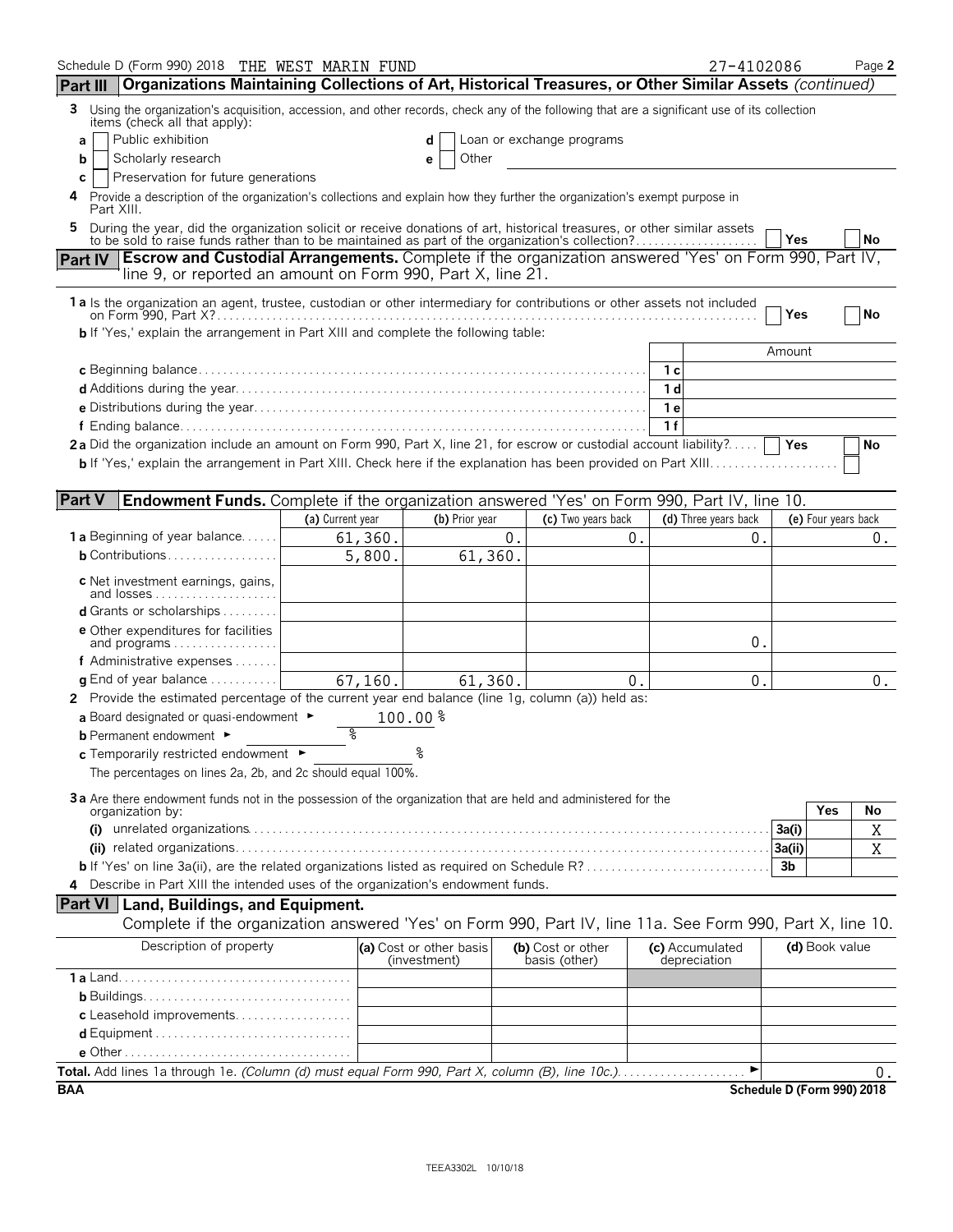Schedule D (Form 990) 2018 THE WEST MARIN FUND 27-4102086

## Part III Organizations Maintaining Collections of Art, Historical Treasures, or Other Similar Assets *(continued)*

3 Using the organization's acquisition, accession, and other records, check any of the following that are a significant use of its collection items (check all that apply):

a [ ] Public exhibition
b [ ] Scholarly research
c [ ] Preservation for future generations
d [ ] Loan or exchange programs
e [ ] Other

4 Provide a description of the organization's collections and explain how they further the organization's exempt purpose in Part XIII.

5 During the year, did the organization solicit or receive donations of art, historical treasures, or other similar assets to be sold to raise funds rather than to be maintained as part of the organization's collection? [ ] Yes [ ] No

## Part IV Escrow and Custodial Arrangements. Complete if the organization answered 'Yes' on Form 990, Part IV, line 9, or reported an amount on Form 990, Part X, line 21.

1a Is the organization an agent, trustee, custodian or other intermediary for contributions or other assets not included on Form 990, Part X? [ ] Yes [ ] No

b If 'Yes,' explain the arrangement in Part XIII and complete the following table:

| | | Amount |
|---|---|---|
| c Beginning balance | 1c | |
| d Additions during the year | 1d | |
| e Distributions during the year | 1e | |
| f Ending balance | 1f | |

2a Did the organization include an amount on Form 990, Part X, line 21, for escrow or custodial account liability? [ ] Yes [ ] No

b If 'Yes,' explain the arrangement in Part XIII. Check here if the explanation has been provided on Part XIII [ ]

## Part V Endowment Funds. Complete if the organization answered 'Yes' on Form 990, Part IV, line 10.

| | (a) Current year | (b) Prior year | (c) Two years back | (d) Three years back | (e) Four years back |
|---|---|---|---|---|---|
| 1a Beginning of year balance | 61,360. | 0. | 0. | 0. | 0. |
| b Contributions | 5,800. | 61,360. | | | |
| c Net investment earnings, gains, and losses | | | | | |
| d Grants or scholarships | | | | | |
| e Other expenditures for facilities and programs | | | | 0. | |
| f Administrative expenses | | | | | |
| g End of year balance | 67,160. | 61,360. | 0. | 0. | 0. |

2 Provide the estimated percentage of the current year end balance (line 1g, column (a)) held as:

a Board designated or quasi-endowment ► 100.00 %
b Permanent endowment ► %
c Temporarily restricted endowment ► %

The percentages on lines 2a, 2b, and 2c should equal 100%.

3a Are there endowment funds not in the possession of the organization that are held and administered for the organization by:

| | | Yes | No |
|---|---|---|---|
| (i) unrelated organizations | 3a(i) | | X |
| (ii) related organizations | 3a(ii) | | X |
| b If 'Yes' on line 3a(ii), are the related organizations listed as required on Schedule R? | 3b | | |

4 Describe in Part XIII the intended uses of the organization's endowment funds.

## Part VI Land, Buildings, and Equipment.

Complete if the organization answered 'Yes' on Form 990, Part IV, line 11a. See Form 990, Part X, line 10.

| Description of property | (a) Cost or other basis (investment) | (b) Cost or other basis (other) | (c) Accumulated depreciation | (d) Book value |
|---|---|---|---|---|
| 1a Land | | | | |
| b Buildings | | | | |
| c Leasehold improvements | | | | |
| d Equipment | | | | |
| e Other | | | | |

**Total.** Add lines 1a through 1e. *(Column (d) must equal Form 990, Part X, column (B), line 10c.)* ► 0.

BAA Schedule D (Form 990) 2018

TEEA3302L 10/10/18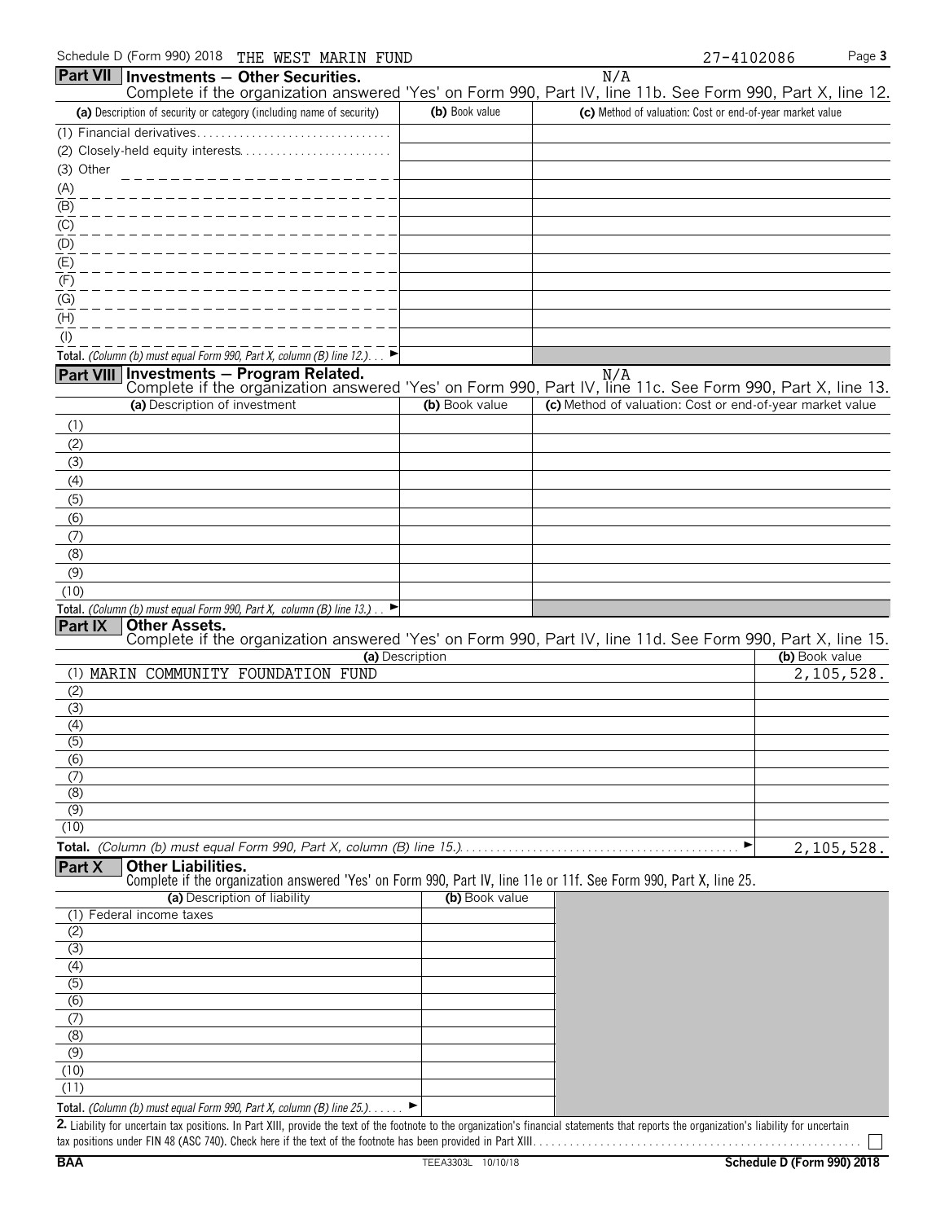Schedule D (Form 990) 2018 THE WEST MARIN FUND 27-4102086

## Part VII Investments — Other Securities.

N/A

Complete if the organization answered 'Yes' on Form 990, Part IV, line 11b. See Form 990, Part X, line 12.

| (a) Description of security or category (including name of security) | (b) Book value | (c) Method of valuation: Cost or end-of-year market value |
|---|---|---|
| (1) Financial derivatives | | |
| (2) Closely-held equity interests | | |
| (3) Other | | |
| (A) | | |
| (B) | | |
| (C) | | |
| (D) | | |
| (E) | | |
| (F) | | |
| (G) | | |
| (H) | | |
| (I) | | |
| **Total.** *(Column (b) must equal Form 990, Part X, column (B) line 12.)* ► | | |

## Part VIII Investments — Program Related.

N/A

Complete if the organization answered 'Yes' on Form 990, Part IV, line 11c. See Form 990, Part X, line 13.

| (a) Description of investment | (b) Book value | (c) Method of valuation: Cost or end-of-year market value |
|---|---|---|
| (1) | | |
| (2) | | |
| (3) | | |
| (4) | | |
| (5) | | |
| (6) | | |
| (7) | | |
| (8) | | |
| (9) | | |
| (10) | | |
| **Total.** *(Column (b) must equal Form 990, Part X, column (B) line 13.)* ► | | |

## Part IX Other Assets.

Complete if the organization answered 'Yes' on Form 990, Part IV, line 11d. See Form 990, Part X, line 15.

| (a) Description | (b) Book value |
|---|---|
| (1) MARIN COMMUNITY FOUNDATION FUND | 2,105,528. |
| (2) | |
| (3) | |
| (4) | |
| (5) | |
| (6) | |
| (7) | |
| (8) | |
| (9) | |
| (10) | |
| **Total.** *(Column (b) must equal Form 990, Part X, column (B) line 15.)* ► | 2,105,528. |

## Part X Other Liabilities.

Complete if the organization answered 'Yes' on Form 990, Part IV, line 11e or 11f. See Form 990, Part X, line 25.

| (a) Description of liability | (b) Book value |
|---|---|
| (1) Federal income taxes | |
| (2) | |
| (3) | |
| (4) | |
| (5) | |
| (6) | |
| (7) | |
| (8) | |
| (9) | |
| (10) | |
| (11) | |
| **Total.** *(Column (b) must equal Form 990, Part X, column (B) line 25.)* ► | |

**2.** Liability for uncertain tax positions. In Part XIII, provide the text of the footnote to the organization's financial statements that reports the organization's liability for uncertain tax positions under FIN 48 (ASC 740). Check here if the text of the footnote has been provided in Part XIII ☐

BAA TEEA3303L 10/10/18 Schedule D (Form 990) 2018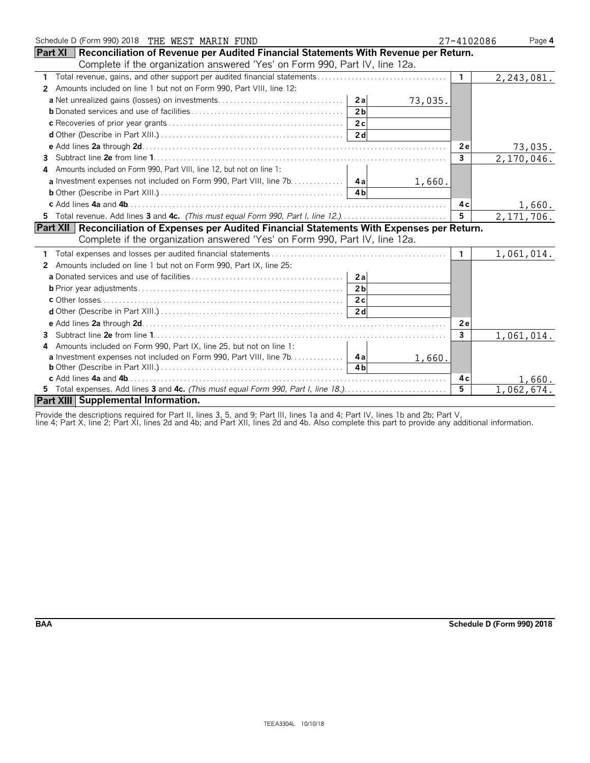Schedule D (Form 990) 2018 THE WEST MARIN FUND 27-4102086 Page 4

## Part XI Reconciliation of Revenue per Audited Financial Statements With Revenue per Return.

Complete if the organization answered 'Yes' on Form 990, Part IV, line 12a.

| | | | | |
|---|---|---|---|---|
| **1** Total revenue, gains, and other support per audited financial statements | | | 1 | 2,243,081. |
| **2** Amounts included on line 1 but not on Form 990, Part VIII, line 12: | | | | |
| **a** Net unrealized gains (losses) on investments | 2a | 73,035. | | |
| **b** Donated services and use of facilities | 2b | | | |
| **c** Recoveries of prior year grants | 2c | | | |
| **d** Other (Describe in Part XIII.) | 2d | | | |
| **e** Add lines **2a** through **2d** | | | 2e | 73,035. |
| **3** Subtract line **2e** from line **1** | | | 3 | 2,170,046. |
| **4** Amounts included on Form 990, Part VIII, line 12, but not on line 1: | | | | |
| **a** Investment expenses not included on Form 990, Part VIII, line 7b | 4a | 1,660. | | |
| **b** Other (Describe in Part XIII.) | 4b | | | |
| **c** Add lines **4a** and **4b** | | | 4c | 1,660. |
| **5** Total revenue. Add lines **3** and **4c.** *(This must equal Form 990, Part I, line 12.)* | | | 5 | 2,171,706. |

## Part XII Reconciliation of Expenses per Audited Financial Statements With Expenses per Return.

Complete if the organization answered 'Yes' on Form 990, Part IV, line 12a.

| | | | | |
|---|---|---|---|---|
| **1** Total expenses and losses per audited financial statements | | | 1 | 1,061,014. |
| **2** Amounts included on line 1 but not on Form 990, Part IX, line 25: | | | | |
| **a** Donated services and use of facilities | 2a | | | |
| **b** Prior year adjustments | 2b | | | |
| **c** Other losses | 2c | | | |
| **d** Other (Describe in Part XIII.) | 2d | | | |
| **e** Add lines **2a** through **2d** | | | 2e | |
| **3** Subtract line **2e** from line **1** | | | 3 | 1,061,014. |
| **4** Amounts included on Form 990, Part IX, line 25, but not on line 1: | | | | |
| **a** Investment expenses not included on Form 990, Part VIII, line 7b | 4a | 1,660. | | |
| **b** Other (Describe in Part XIII.) | 4b | | | |
| **c** Add lines **4a** and **4b** | | | 4c | 1,660. |
| **5** Total expenses. Add lines **3** and **4c.** *(This must equal Form 990, Part I, line 18.)* | | | 5 | 1,062,674. |

## Part XIII Supplemental Information.

Provide the descriptions required for Part II, lines 3, 5, and 9; Part III, lines 1a and 4; Part IV, lines 1b and 2b; Part V, line 4; Part X, line 2; Part XI, lines 2d and 4b; and Part XII, lines 2d and 4b. Also complete this part to provide any additional information.

BAA Schedule D (Form 990) 2018

TEEA3304L 10/10/18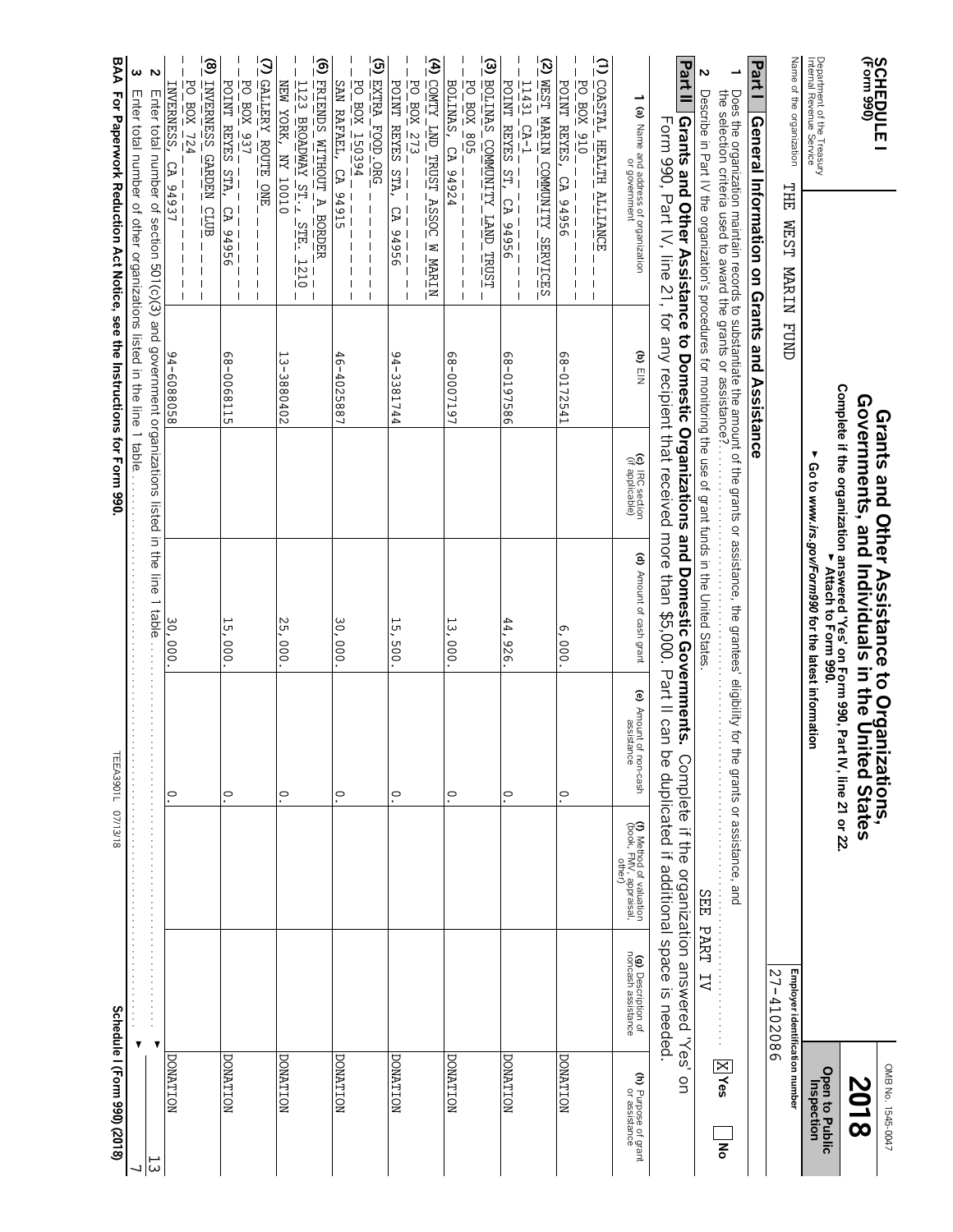**SCHEDULE I**
**(Form 990)**

Department of the Treasury
Internal Revenue Service

# Grants and Other Assistance to Organizations, Governments, and Individuals in the United States

**Complete if the organization answered 'Yes' on Form 990, Part IV, line 21 or 22.**
**▶ Attach to Form 990.**
**▶ Go to www.irs.gov/Form990 for the latest information**

OMB No. 1545-0047

**2018**

**Open to Public Inspection**

Name of the organization: THE WEST MARIN FUND

Employer identification number: 27-4102086

## Part I General Information on Grants and Assistance

1 Does the organization maintain records to substantiate the amount of the grants or assistance, the grantees' eligibility for the grants or assistance, and the selection criteria used to award the grants or assistance? [X] Yes [ ] No

2 Describe in Part IV the organization's procedures for monitoring the use of grant funds in the United States. SEE PART IV

## Part II Grants and Other Assistance to Domestic Organizations and Domestic Governments.

Complete if the organization answered 'Yes' on Form 990, Part IV, line 21, for any recipient that received more than $5,000. Part II can be duplicated if additional space is needed.

| 1 (a) Name and address of organization or government | (b) EIN | (c) IRC section (if applicable) | (d) Amount of cash grant | (e) Amount of non-cash assistance | (f) Method of valuation (book, FMV, appraisal, other) | (g) Description of noncash assistance | (h) Purpose of grant or assistance |
|---|---|---|---|---|---|---|---|
| (1) COASTAL HEALTH ALLIANCE<br>PO BOX 910<br>POINT REYES, CA 94956 | 68-0172541 | | 6,000. | 0. | | | DONATION |
| (2) WEST MARIN COMMUNITY SERVICES<br>11431 CA-1<br>POINT REYES ST, CA 94956 | 68-0197586 | | 44,926. | 0. | | | DONATION |
| (3) BOLINAS COMMUNITY LAND TRUST<br>PO BOX 805<br>BOLINAS, CA 94924 | 68-0007197 | | 13,000. | 0. | | | DONATION |
| (4) COMTY LND TRUST ASSOC W MARIN<br>PO BOX 273<br>POINT REYES STA, CA 94956 | 94-3381744 | | 15,500. | 0. | | | DONATION |
| (5) EXTRA FOOD.ORG<br>PO BOX 150394<br>SAN RAFAEL, CA 94915 | 46-4025887 | | 30,000. | 0. | | | DONATION |
| (6) FRIENDS WITHOUT A BORDER<br>1123 BROADWAY ST., STE. 1210<br>NEW YORK, NY 10010 | 13-3880402 | | 25,000. | 0. | | | DONATION |
| (7) GALLERY ROUTE ONE<br>PO BOX 937<br>POINT REYES STA, CA 94956 | 68-0068115 | | 15,000. | 0. | | | DONATION |
| (8) INVERNESS GARDEN CLUB<br>PO BOX 724<br>INVERNESS, CA 94937 | 94-6088058 | | 30,000. | 0. | | | DONATION |

2 Enter total number of section 501(c)(3) and government organizations listed in the line 1 table ▶ 13

3 Enter total number of other organizations listed in the line 1 table ▶ 7

**BAA For Paperwork Reduction Act Notice, see the Instructions for Form 990.** TEEA3901L 07/13/18 **Schedule I (Form 990) (2018)**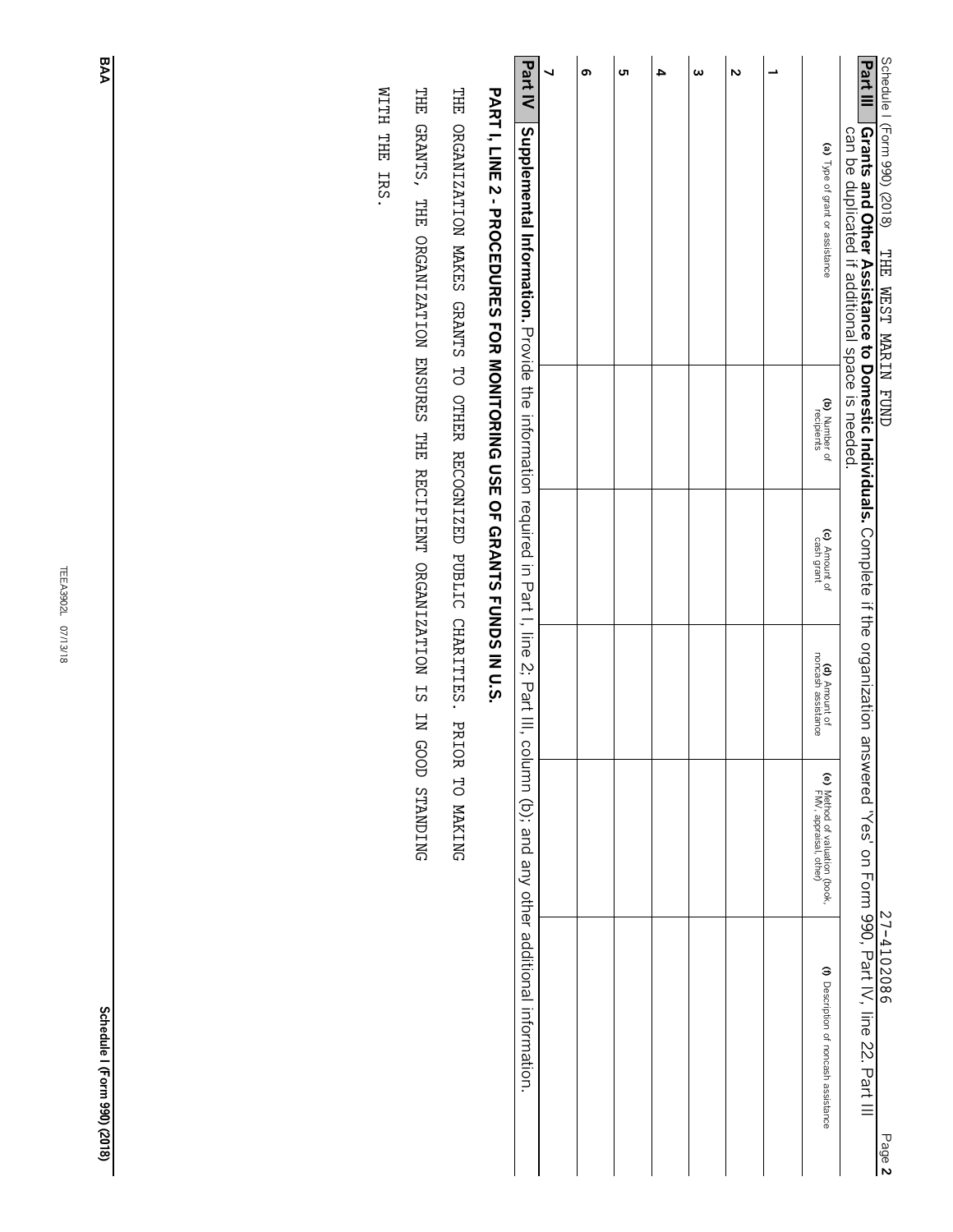Schedule I (Form 990) (2018) THE WEST MARIN FUND 27-4102086 Page **2**

**Part III** **Grants and Other Assistance to Domestic Individuals.** Complete if the organization answered 'Yes' on Form 990, Part IV, line 22. Part III can be duplicated if additional space is needed.

| | (a) Type of grant or assistance | (b) Number of recipients | (c) Amount of cash grant | (d) Amount of noncash assistance | (e) Method of valuation (book, FMV, appraisal, other) | (f) Description of noncash assistance |
|---|---|---|---|---|---|---|
| 1 | | | | | | |
| 2 | | | | | | |
| 3 | | | | | | |
| 4 | | | | | | |
| 5 | | | | | | |
| 6 | | | | | | |
| 7 | | | | | | |

**Part IV** **Supplemental Information.** Provide the information required in Part I, line 2; Part III, column (b); and any other additional information.

**PART I, LINE 2 - PROCEDURES FOR MONITORING USE OF GRANTS FUNDS IN U.S.**

THE ORGANIZATION MAKES GRANTS TO OTHER RECOGNIZED PUBLIC CHARITIES. PRIOR TO MAKING THE GRANTS, THE ORGANIZATION ENSURES THE RECIPIENT ORGANIZATION IS IN GOOD STANDING WITH THE IRS.

BAA TEEA3902L 07/13/18 **Schedule I (Form 990) (2018)**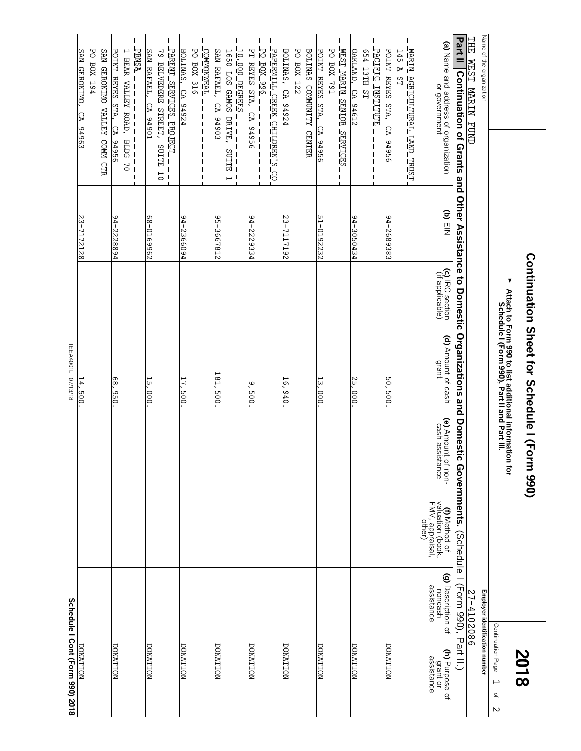# Continuation Sheet for Schedule I (Form 990)

**2018**

Continuation Page 1 of 2

▶ Attach to Form 990 to list additional information for Schedule I (Form 990), Part II and Part III.

| Name of the organization | Employer identification number |
|---|---|
| THE WEST MARIN FUND | 27-4102086 |

**Part II Continuation of Grants and Other Assistance to Domestic Organizations and Domestic Governments.** (Schedule I (Form 990), Part II.)

| (a) Name and address of organization or government | (b) EIN | (c) IRC section (if applicable) | (d) Amount of cash grant | (e) Amount of non-cash assistance | (f) Method of valuation (book, FMV, appraisal, other) | (g) Description of noncash assistance | (h) Purpose of grant or assistance |
|---|---|---|---|---|---|---|---|
| MARIN AGRICULTURAL LAND TRUST<br>145 A ST<br>POINT REYES STA, CA 94956 | 94-2689383 | | 50,500. | | | | DONATION |
| PACIFIC INSTITUTE<br>654 13TH ST<br>OAKLAND, CA 94612 | 94-3050434 | | 25,000. | | | | DONATION |
| WEST MARIN SENIOR SERVICES<br>PO BOX 791<br>POINT REYES STA, CA 94956 | 51-0192232 | | 13,000. | | | | DONATION |
| BOLINAS COMMUNITY CENTER<br>PO BOX 122<br>BOLINAS, CA 94924 | 23-7117192 | | 16,940. | | | | DONATION |
| PAPERMILL CREEK CHILDREN'S CO<br>PO BOX 996<br>PT REYES STA, CA 94956 | 94-2229334 | | 9,500. | | | | DONATION |
| 10,000 DEGREES<br>1650 LOS GAMOS DRIVE, SUITE 1<br>SAN RAFAEL, CA 94903 | 95-3667812 | | 181,500. | | | | DONATION |
| COMMONWEAL<br>PO BOX 316<br>BOLINAS, CA 94924 | 94-2366094 | | 17,500. | | | | DONATION |
| PARENT SERVICES PROJECT<br>79 BELVEDERE STREET, SUITE 10<br>SAN RAFAEL, CA 94901 | 68-0169962 | | 15,000. | | | | DONATION |
| PRNSA<br>1 BEAR VALLEY ROAD, BLDG 70<br>POINT REYES STA, CA 94956 | 94-2228894 | | 68,950. | | | | DONATION |
| SAN GERONIMO VALLEY COMM CTR<br>PO BOX 194<br>SAN GERONIMO, CA 94963 | 23-7172128 | | 14,500. | | | | DONATION |

Schedule I Cont (Form 990) 2018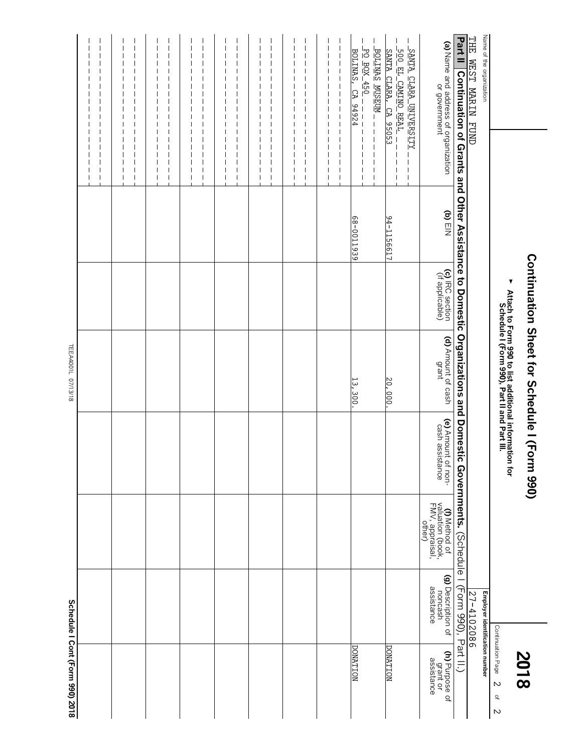# Continuation Sheet for Schedule I (Form 990)

**2018**

▶ **Attach to Form 990 to list additional information for Schedule I (Form 990), Part II and Part III.**

Continuation Page 2 of 2

Name of the organization: THE WEST MARIN FUND

Employer identification number: 27-4102086

**Part II** **Continuation of Grants and Other Assistance to Domestic Organizations and Domestic Governments.** (Schedule I (Form 990), Part II.)

| (a) Name and address of organization or government | (b) EIN | (c) IRC section (if applicable) | (d) Amount of cash grant | (e) Amount of non-cash assistance | (f) Method of valuation (book, FMV, appraisal, other) | (g) Description of noncash assistance | (h) Purpose of grant or assistance |
|---|---|---|---|---|---|---|---|
| SANTA CLARA UNIVERSITY<br>500 EL CAMINO REAL<br>SANTA CLARA, CA 95053 | 94-1156617 | | 20,000. | | | | DONATION |
| BOLINAS MUSEUM<br>PO BOX 450<br>BOLINAS, CA 94924 | 68-0011939 | | 13,300. | | | | DONATION |
| | | | | | | | |
| | | | | | | | |
| | | | | | | | |
| | | | | | | | |
| | | | | | | | |
| | | | | | | | |
| | | | | | | | |
| | | | | | | | |
| | | | | | | | |

TEEA4001L 07/13/18

**Schedule I Cont (Form 990) 2018**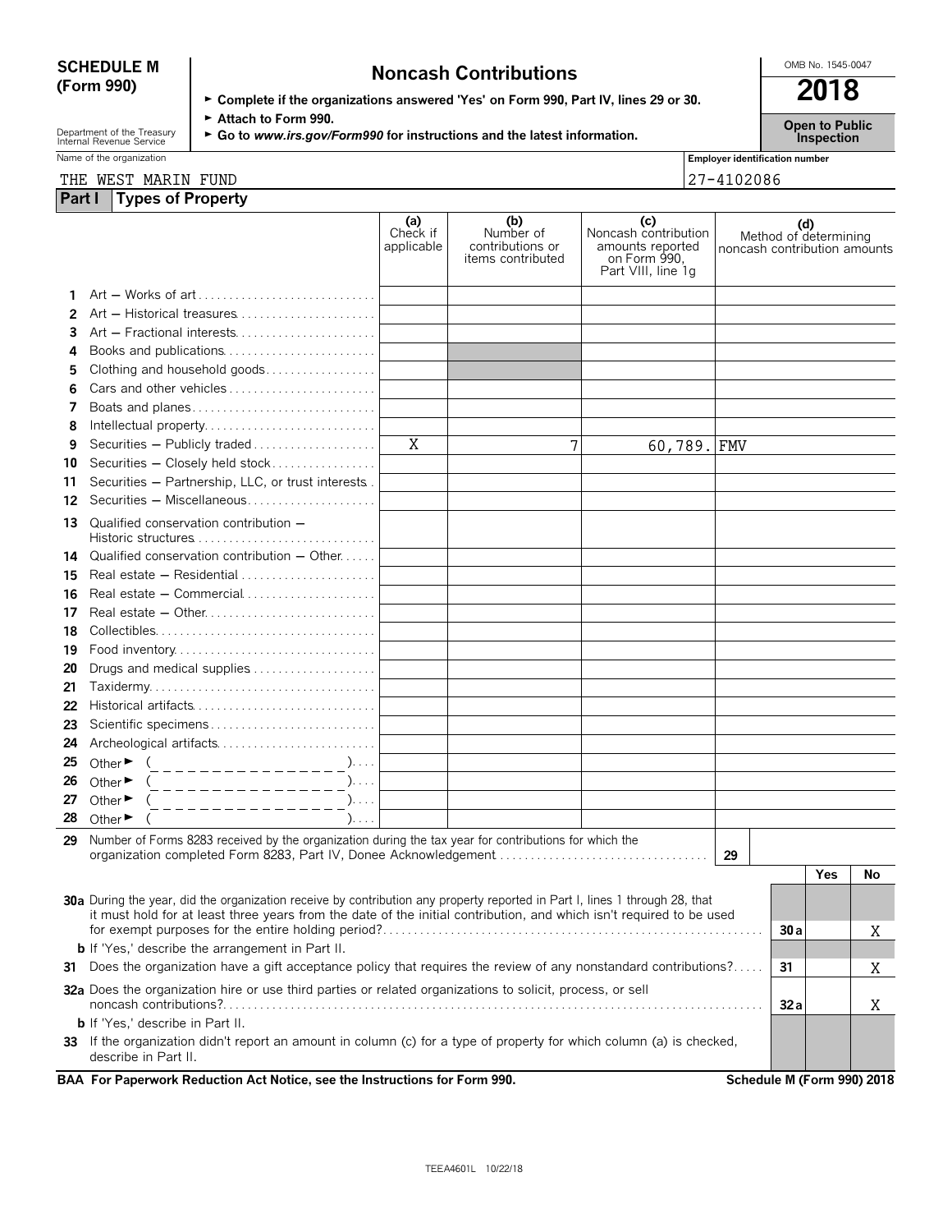**SCHEDULE M (Form 990)**

# Noncash Contributions

► Complete if the organizations answered 'Yes' on Form 990, Part IV, lines 29 or 30.
► Attach to Form 990.
► Go to *www.irs.gov/Form990* for instructions and the latest information.

Department of the Treasury
Internal Revenue Service

OMB No. 1545-0047

**2018**

**Open to Public Inspection**

Name of the organization: THE WEST MARIN FUND

Employer identification number: 27-4102086

## Part I Types of Property

| | | (a) Check if applicable | (b) Number of contributions or items contributed | (c) Noncash contribution amounts reported on Form 990, Part VIII, line 1g | (d) Method of determining noncash contribution amounts |
|---|---|---|---|---|---|
| 1 | Art — Works of art | | | | |
| 2 | Art — Historical treasures | | | | |
| 3 | Art — Fractional interests | | | | |
| 4 | Books and publications | | | | |
| 5 | Clothing and household goods | | | | |
| 6 | Cars and other vehicles | | | | |
| 7 | Boats and planes | | | | |
| 8 | Intellectual property | | | | |
| 9 | Securities — Publicly traded | X | 7 | 60,789. | FMV |
| 10 | Securities — Closely held stock | | | | |
| 11 | Securities — Partnership, LLC, or trust interests | | | | |
| 12 | Securities — Miscellaneous | | | | |
| 13 | Qualified conservation contribution — Historic structures | | | | |
| 14 | Qualified conservation contribution — Other | | | | |
| 15 | Real estate — Residential | | | | |
| 16 | Real estate — Commercial | | | | |
| 17 | Real estate — Other | | | | |
| 18 | Collectibles | | | | |
| 19 | Food inventory | | | | |
| 20 | Drugs and medical supplies | | | | |
| 21 | Taxidermy | | | | |
| 22 | Historical artifacts | | | | |
| 23 | Scientific specimens | | | | |
| 24 | Archeological artifacts | | | | |
| 25 | Other ► ( ) | | | | |
| 26 | Other ► ( ) | | | | |
| 27 | Other ► ( ) | | | | |
| 28 | Other ► ( ) | | | | |

29 Number of Forms 8283 received by the organization during the tax year for contributions for which the organization completed Form 8283, Part IV, Donee Acknowledgement . . . **29**

| | | | Yes | No |
|---|---|---|---|---|
| **30a** | During the year, did the organization receive by contribution any property reported in Part I, lines 1 through 28, that it must hold for at least three years from the date of the initial contribution, and which isn't required to be used for exempt purposes for the entire holding period? | 30a | | X |
| **b** | If 'Yes,' describe the arrangement in Part II. | | | |
| **31** | Does the organization have a gift acceptance policy that requires the review of any nonstandard contributions? | 31 | | X |
| **32a** | Does the organization hire or use third parties or related organizations to solicit, process, or sell noncash contributions? | 32a | | X |
| **b** | If 'Yes,' describe in Part II. | | | |
| **33** | If the organization didn't report an amount in column (c) for a type of property for which column (a) is checked, describe in Part II. | | | |

**BAA For Paperwork Reduction Act Notice, see the Instructions for Form 990.** **Schedule M (Form 990) 2018**

TEEA4601L 10/22/18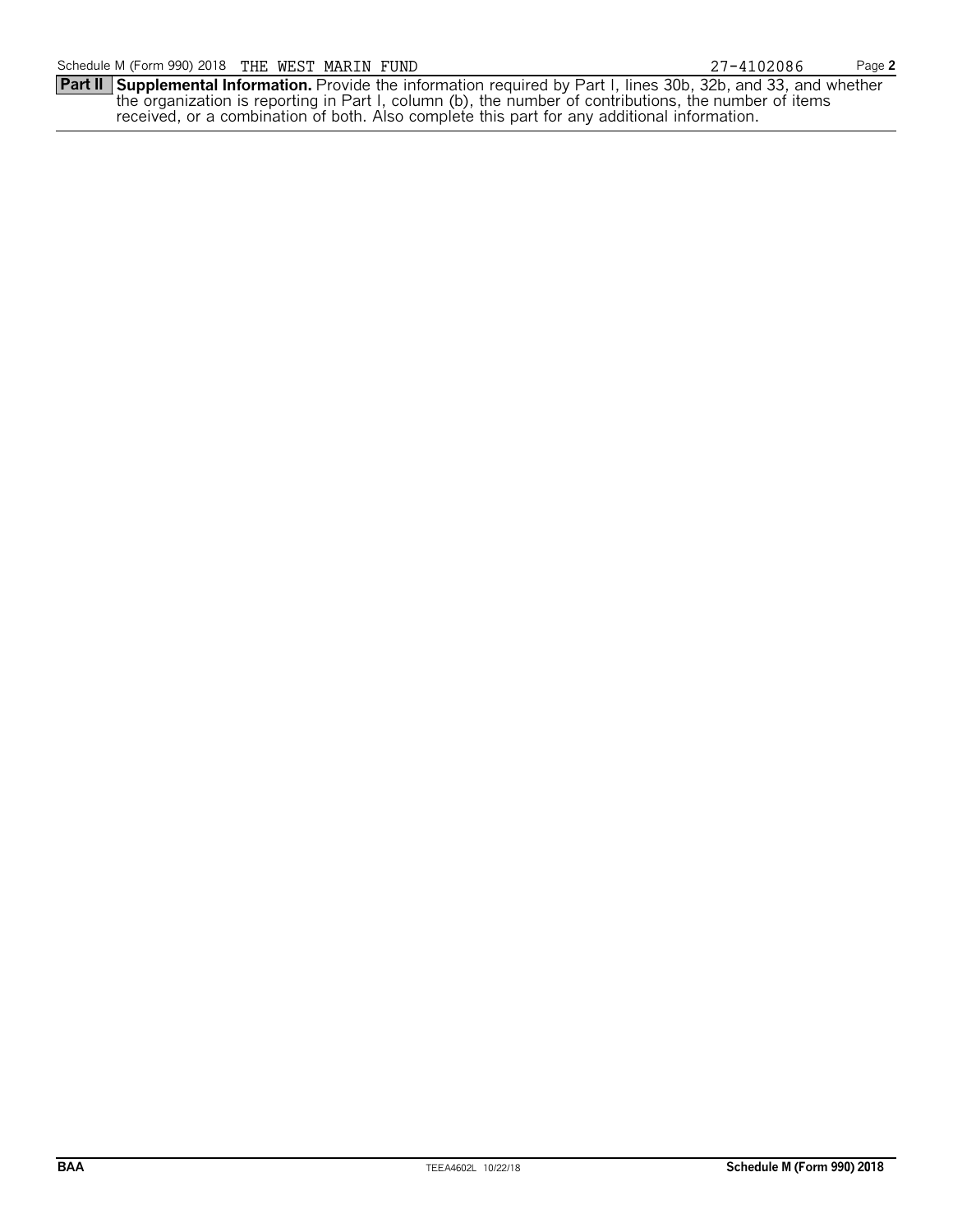Schedule M (Form 990) 2018 THE WEST MARIN FUND 27-4102086

**Part II Supplemental Information.** Provide the information required by Part I, lines 30b, 32b, and 33, and whether the organization is reporting in Part I, column (b), the number of contributions, the number of items received, or a combination of both. Also complete this part for any additional information.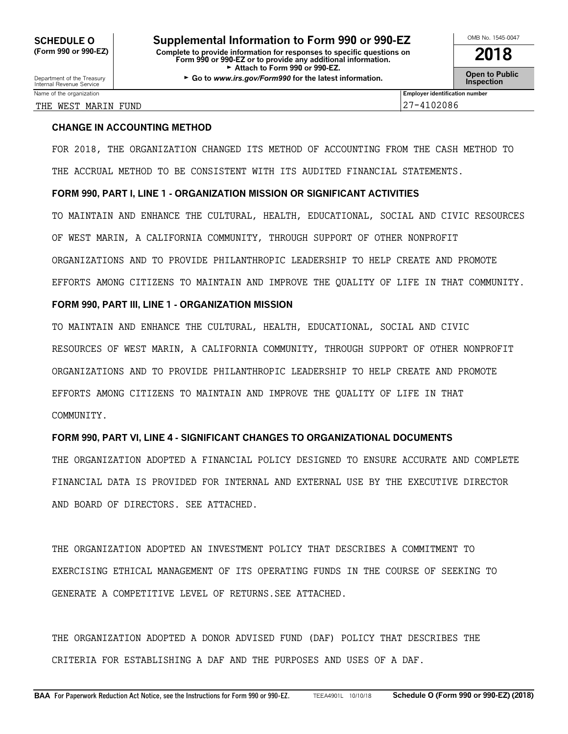**SCHEDULE O**
**(Form 990 or 990-EZ)**

Department of the Treasury
Internal Revenue Service

# Supplemental Information to Form 990 or 990-EZ

**Complete to provide information for responses to specific questions on Form 990 or 990-EZ or to provide any additional information.**
► **Attach to Form 990 or 990-EZ.**
► **Go to *www.irs.gov/Form990* for the latest information.**

OMB No. 1545-0047

**2018**

**Open to Public Inspection**

| Name of the organization | Employer identification number |
|---|---|
| THE WEST MARIN FUND | 27-4102086 |

### CHANGE IN ACCOUNTING METHOD

FOR 2018, THE ORGANIZATION CHANGED ITS METHOD OF ACCOUNTING FROM THE CASH METHOD TO THE ACCRUAL METHOD TO BE CONSISTENT WITH ITS AUDITED FINANCIAL STATEMENTS.

### FORM 990, PART I, LINE 1 - ORGANIZATION MISSION OR SIGNIFICANT ACTIVITIES

TO MAINTAIN AND ENHANCE THE CULTURAL, HEALTH, EDUCATIONAL, SOCIAL AND CIVIC RESOURCES OF WEST MARIN, A CALIFORNIA COMMUNITY, THROUGH SUPPORT OF OTHER NONPROFIT ORGANIZATIONS AND TO PROVIDE PHILANTHROPIC LEADERSHIP TO HELP CREATE AND PROMOTE EFFORTS AMONG CITIZENS TO MAINTAIN AND IMPROVE THE QUALITY OF LIFE IN THAT COMMUNITY.

### FORM 990, PART III, LINE 1 - ORGANIZATION MISSION

TO MAINTAIN AND ENHANCE THE CULTURAL, HEALTH, EDUCATIONAL, SOCIAL AND CIVIC RESOURCES OF WEST MARIN, A CALIFORNIA COMMUNITY, THROUGH SUPPORT OF OTHER NONPROFIT ORGANIZATIONS AND TO PROVIDE PHILANTHROPIC LEADERSHIP TO HELP CREATE AND PROMOTE EFFORTS AMONG CITIZENS TO MAINTAIN AND IMPROVE THE QUALITY OF LIFE IN THAT COMMUNITY.

### FORM 990, PART VI, LINE 4 - SIGNIFICANT CHANGES TO ORGANIZATIONAL DOCUMENTS

THE ORGANIZATION ADOPTED A FINANCIAL POLICY DESIGNED TO ENSURE ACCURATE AND COMPLETE FINANCIAL DATA IS PROVIDED FOR INTERNAL AND EXTERNAL USE BY THE EXECUTIVE DIRECTOR AND BOARD OF DIRECTORS. SEE ATTACHED.

THE ORGANIZATION ADOPTED AN INVESTMENT POLICY THAT DESCRIBES A COMMITMENT TO EXERCISING ETHICAL MANAGEMENT OF ITS OPERATING FUNDS IN THE COURSE OF SEEKING TO GENERATE A COMPETITIVE LEVEL OF RETURNS.SEE ATTACHED.

THE ORGANIZATION ADOPTED A DONOR ADVISED FUND (DAF) POLICY THAT DESCRIBES THE CRITERIA FOR ESTABLISHING A DAF AND THE PURPOSES AND USES OF A DAF.

**BAA For Paperwork Reduction Act Notice, see the Instructions for Form 990 or 990-EZ.** TEEA4901L 10/10/18 **Schedule O (Form 990 or 990-EZ) (2018)**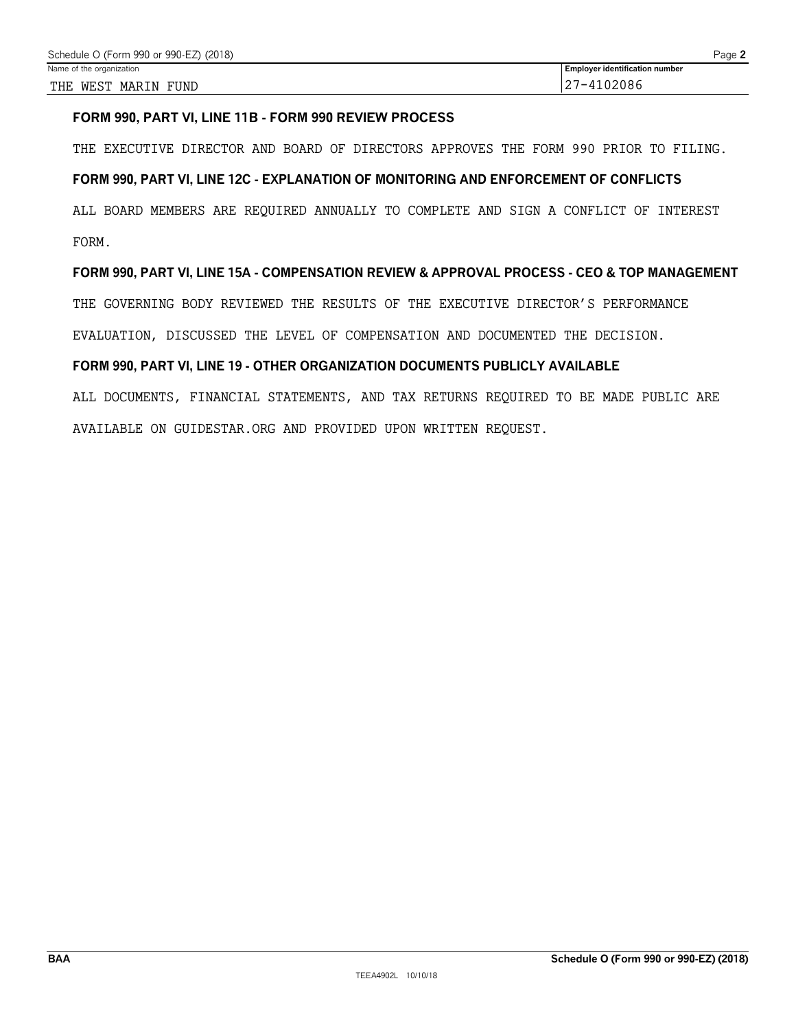Name of the organization: THE WEST MARIN FUND

Employer identification number: 27-4102086

**FORM 990, PART VI, LINE 11B - FORM 990 REVIEW PROCESS**

THE EXECUTIVE DIRECTOR AND BOARD OF DIRECTORS APPROVES THE FORM 990 PRIOR TO FILING.

**FORM 990, PART VI, LINE 12C - EXPLANATION OF MONITORING AND ENFORCEMENT OF CONFLICTS**

ALL BOARD MEMBERS ARE REQUIRED ANNUALLY TO COMPLETE AND SIGN A CONFLICT OF INTEREST FORM.

**FORM 990, PART VI, LINE 15A - COMPENSATION REVIEW & APPROVAL PROCESS - CEO & TOP MANAGEMENT**

THE GOVERNING BODY REVIEWED THE RESULTS OF THE EXECUTIVE DIRECTOR'S PERFORMANCE EVALUATION, DISCUSSED THE LEVEL OF COMPENSATION AND DOCUMENTED THE DECISION.

**FORM 990, PART VI, LINE 19 - OTHER ORGANIZATION DOCUMENTS PUBLICLY AVAILABLE**

ALL DOCUMENTS, FINANCIAL STATEMENTS, AND TAX RETURNS REQUIRED TO BE MADE PUBLIC ARE AVAILABLE ON GUIDESTAR.ORG AND PROVIDED UPON WRITTEN REQUEST.